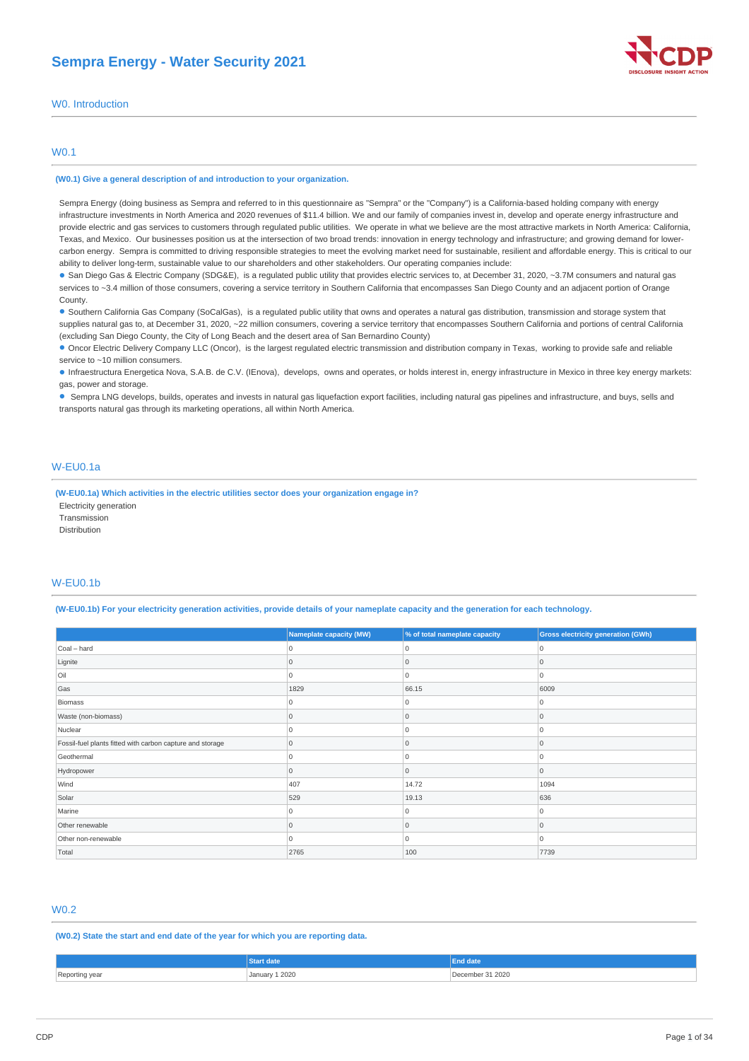# Sempra Energy - Water Security 2021

## W0. Introduction

### W0.1

**(W0.1) Give a general description of and introduction to your organization.**

Sempra Energy (doing business as Sempra and referred to in this questionnaire as "Sempra" or the "Company") is a California-based holding company with energy infrastructure investments in North America and 2020 revenues of $11.4 billion. We and our family of companies invest in, develop and operate energy infrastructure and provide electric and gas services to customers through regulated public utilities. We operate in what we believe are the most attractive markets in North America: California, Texas, and Mexico. Our businesses position us at the intersection of two broad trends: innovation in energy technology and infrastructure; and growing demand for lower-carbon energy. Sempra is committed to driving responsible strategies to meet the evolving market need for sustainable, resilient and affordable energy. This is critical to our ability to deliver long-term, sustainable value to our shareholders and other stakeholders. Our operating companies include:

- San Diego Gas & Electric Company (SDG&E), is a regulated public utility that provides electric services to, at December 31, 2020, ~3.7M consumers and natural gas services to ~3.4 million of those consumers, covering a service territory in Southern California that encompasses San Diego County and an adjacent portion of Orange County.
- Southern California Gas Company (SoCalGas), is a regulated public utility that owns and operates a natural gas distribution, transmission and storage system that supplies natural gas to, at December 31, 2020, ~22 million consumers, covering a service territory that encompasses Southern California and portions of central California (excluding San Diego County, the City of Long Beach and the desert area of San Bernardino County)
- Oncor Electric Delivery Company LLC (Oncor), is the largest regulated electric transmission and distribution company in Texas, working to provide safe and reliable service to ~10 million consumers.
- Infraestructura Energetica Nova, S.A.B. de C.V. (IEnova), develops, owns and operates, or holds interest in, energy infrastructure in Mexico in three key energy markets: gas, power and storage.
- Sempra LNG develops, builds, operates and invests in natural gas liquefaction export facilities, including natural gas pipelines and infrastructure, and buys, sells and transports natural gas through its marketing operations, all within North America.

### W-EU0.1a

**(W-EU0.1a) Which activities in the electric utilities sector does your organization engage in?**

Electricity generation
Transmission
Distribution

### W-EU0.1b

**(W-EU0.1b) For your electricity generation activities, provide details of your nameplate capacity and the generation for each technology.**

| | Nameplate capacity (MW) | % of total nameplate capacity | Gross electricity generation (GWh) |
|---|---|---|---|
| Coal – hard | 0 | 0 | 0 |
| Lignite | 0 | 0 | 0 |
| Oil | 0 | 0 | 0 |
| Gas | 1829 | 66.15 | 6009 |
| Biomass | 0 | 0 | 0 |
| Waste (non-biomass) | 0 | 0 | 0 |
| Nuclear | 0 | 0 | 0 |
| Fossil-fuel plants fitted with carbon capture and storage | 0 | 0 | 0 |
| Geothermal | 0 | 0 | 0 |
| Hydropower | 0 | 0 | 0 |
| Wind | 407 | 14.72 | 1094 |
| Solar | 529 | 19.13 | 636 |
| Marine | 0 | 0 | 0 |
| Other renewable | 0 | 0 | 0 |
| Other non-renewable | 0 | 0 | 0 |
| Total | 2765 | 100 | 7739 |

### W0.2

**(W0.2) State the start and end date of the year for which you are reporting data.**

| | Start date | End date |
|---|---|---|
| Reporting year | January 1 2020 | December 31 2020 |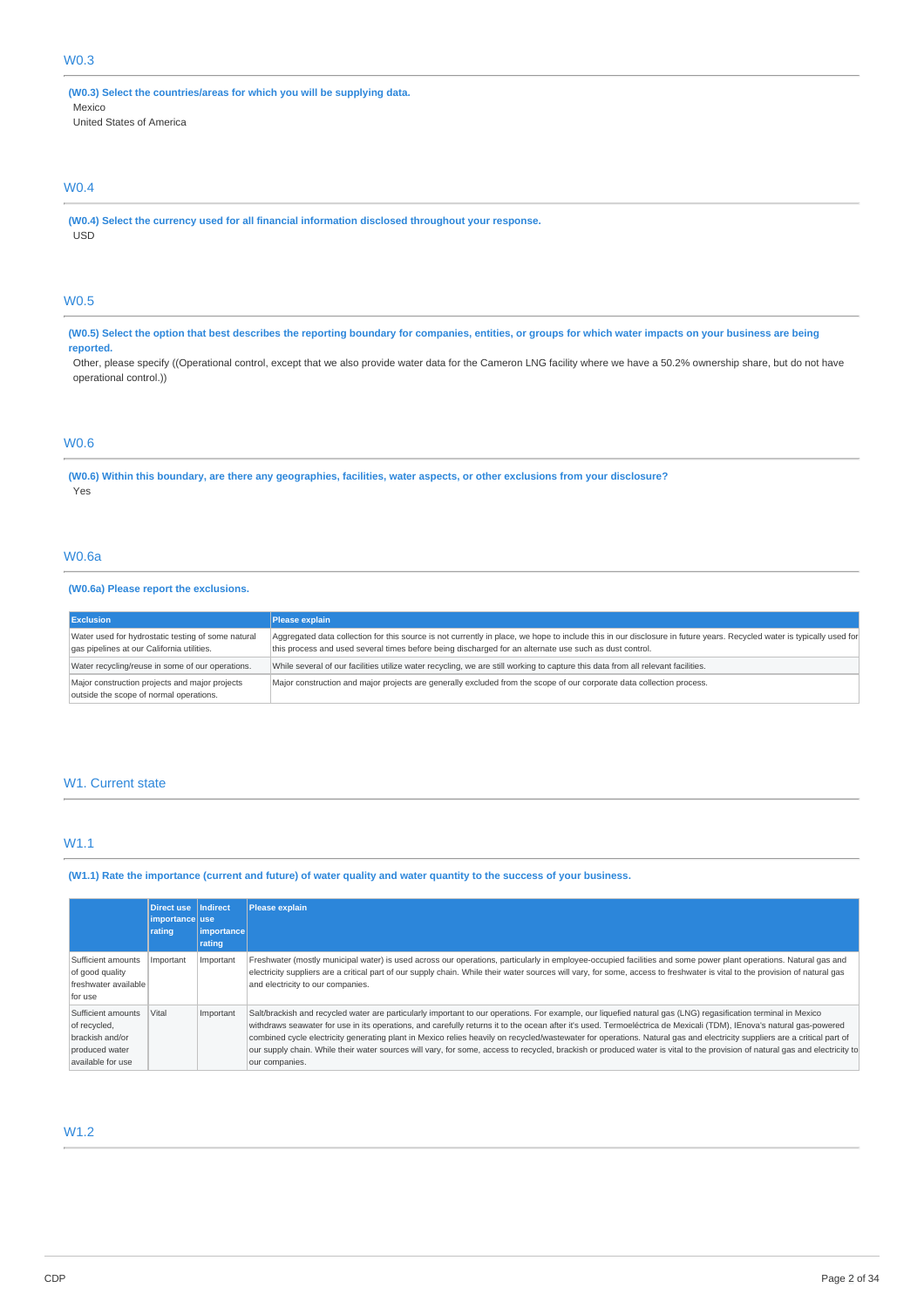## W0.3

**(W0.3) Select the countries/areas for which you will be supplying data.**

Mexico
United States of America

## W0.4

**(W0.4) Select the currency used for all financial information disclosed throughout your response.**

USD

## W0.5

**(W0.5) Select the option that best describes the reporting boundary for companies, entities, or groups for which water impacts on your business are being reported.**

Other, please specify ((Operational control, except that we also provide water data for the Cameron LNG facility where we have a 50.2% ownership share, but do not have operational control.))

## W0.6

**(W0.6) Within this boundary, are there any geographies, facilities, water aspects, or other exclusions from your disclosure?**

Yes

## W0.6a

**(W0.6a) Please report the exclusions.**

| Exclusion | Please explain |
|---|---|
| Water used for hydrostatic testing of some natural gas pipelines at our California utilities. | Aggregated data collection for this source is not currently in place, we hope to include this in our disclosure in future years. Recycled water is typically used for this process and used several times before being discharged for an alternate use such as dust control. |
| Water recycling/reuse in some of our operations. | While several of our facilities utilize water recycling, we are still working to capture this data from all relevant facilities. |
| Major construction projects and major projects outside the scope of normal operations. | Major construction and major projects are generally excluded from the scope of our corporate data collection process. |

# W1. Current state

## W1.1

**(W1.1) Rate the importance (current and future) of water quality and water quantity to the success of your business.**

| | Direct use importance rating | Indirect use importance rating | Please explain |
|---|---|---|---|
| Sufficient amounts of good quality freshwater available for use | Important | Important | Freshwater (mostly municipal water) is used across our operations, particularly in employee-occupied facilities and some power plant operations. Natural gas and electricity suppliers are a critical part of our supply chain. While their water sources will vary, for some, access to freshwater is vital to the provision of natural gas and electricity to our companies. |
| Sufficient amounts of recycled, brackish and/or produced water available for use | Vital | Important | Salt/brackish and recycled water are particularly important to our operations. For example, our liquefied natural gas (LNG) regasification terminal in Mexico withdraws seawater for use in its operations, and carefully returns it to the ocean after it's used. Termoeléctrica de Mexicali (TDM), IEnova's natural gas-powered combined cycle electricity generating plant in Mexico relies heavily on recycled/wastewater for operations. Natural gas and electricity suppliers are a critical part of our supply chain. While their water sources will vary, for some, access to recycled, brackish or produced water is vital to the provision of natural gas and electricity to our companies. |

## W1.2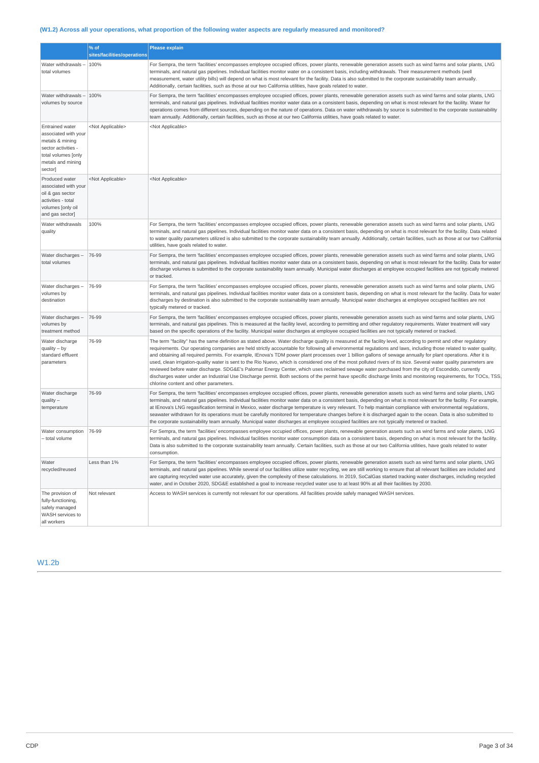### (W1.2) Across all your operations, what proportion of the following water aspects are regularly measured and monitored?

| | % of sites/facilities/operations | Please explain |
|---|---|---|
| Water withdrawals – total volumes | 100% | For Sempra, the term 'facilities' encompasses employee occupied offices, power plants, renewable generation assets such as wind farms and solar plants, LNG terminals, and natural gas pipelines. Individual facilities monitor water on a consistent basis, including withdrawals. Their measurement methods (well measurement, water utility bills) will depend on what is most relevant for the facility. Data is also submitted to the corporate sustainability team annually. Additionally, certain facilities, such as those at our two California utilities, have goals related to water. |
| Water withdrawals – volumes by source | 100% | For Sempra, the term 'facilities' encompasses employee occupied offices, power plants, renewable generation assets such as wind farms and solar plants, LNG terminals, and natural gas pipelines. Individual facilities monitor water data on a consistent basis, depending on what is most relevant for the facility. Water for operations comes from different sources, depending on the nature of operations. Data on water withdrawals by source is submitted to the corporate sustainability team annually. Additionally, certain facilities, such as those at our two California utilities, have goals related to water. |
| Entrained water associated with your metals & mining sector activities - total volumes [only metals and mining sector] | <Not Applicable> | <Not Applicable> |
| Produced water associated with your oil & gas sector activities - total volumes [only oil and gas sector] | <Not Applicable> | <Not Applicable> |
| Water withdrawals quality | 100% | For Sempra, the term 'facilities' encompasses employee occupied offices, power plants, renewable generation assets such as wind farms and solar plants, LNG terminals, and natural gas pipelines. Individual facilities monitor water data on a consistent basis, depending on what is most relevant for the facility. Data related to water quality parameters utilized is also submitted to the corporate sustainability team annually. Additionally, certain facilities, such as those at our two California utilities, have goals related to water. |
| Water discharges – total volumes | 76-99 | For Sempra, the term 'facilities' encompasses employee occupied offices, power plants, renewable generation assets such as wind farms and solar plants, LNG terminals, and natural gas pipelines. Individual facilities monitor water data on a consistent basis, depending on what is most relevant for the facility. Data for water discharge volumes is submitted to the corporate sustainability team annually. Municipal water discharges at employee occupied facilities are not typically metered or tracked. |
| Water discharges – volumes by destination | 76-99 | For Sempra, the term 'facilities' encompasses employee occupied offices, power plants, renewable generation assets such as wind farms and solar plants, LNG terminals, and natural gas pipelines. Individual facilities monitor water data on a consistent basis, depending on what is most relevant for the facility. Data for water discharges by destination is also submitted to the corporate sustainability team annually. Municipal water discharges at employee occupied facilities are not typically metered or tracked. |
| Water discharges – volumes by treatment method | 76-99 | For Sempra, the term 'facilities' encompasses employee occupied offices, power plants, renewable generation assets such as wind farms and solar plants, LNG terminals, and natural gas pipelines. This is measured at the facility level, according to permitting and other regulatory requirements. Water treatment will vary based on the specific operations of the facility. Municipal water discharges at employee occupied facilities are not typically metered or tracked. |
| Water discharge quality – by standard effluent parameters | 76-99 | The term "facility" has the same definition as stated above. Water discharge quality is measured at the facility level, according to permit and other regulatory requirements. Our operating companies are held strictly accountable for following all environmental regulations and laws, including those related to water quality, and obtaining all required permits. For example, IEnova's TDM power plant processes over 1 billion gallons of sewage annually for plant operations. After it is used, clean irrigation-quality water is sent to the Rio Nuevo, which is considered one of the most polluted rivers of its size. Several water quality parameters are reviewed before water discharge. SDG&E's Palomar Energy Center, which uses reclaimed sewage water purchased from the city of Escondido, currently discharges water under an Industrial Use Discharge permit. Both sections of the permit have specific discharge limits and monitoring requirements, for TOCs, TSS, chlorine content and other parameters. |
| Water discharge quality – temperature | 76-99 | For Sempra, the term 'facilities' encompasses employee occupied offices, power plants, renewable generation assets such as wind farms and solar plants, LNG terminals, and natural gas pipelines. Individual facilities monitor water data on a consistent basis, depending on what is most relevant for the facility. For example, at IEnova's LNG regasification terminal in Mexico, water discharge temperature is very relevant. To help maintain compliance with environmental regulations, seawater withdrawn for its operations must be carefully monitored for temperature changes before it is discharged again to the ocean. Data is also submitted to the corporate sustainability team annually. Municipal water discharges at employee occupied facilities are not typically metered or tracked. |
| Water consumption – total volume | 76-99 | For Sempra, the term 'facilities' encompasses employee occupied offices, power plants, renewable generation assets such as wind farms and solar plants, LNG terminals, and natural gas pipelines. Individual facilities monitor water consumption data on a consistent basis, depending on what is most relevant for the facility. Data is also submitted to the corporate sustainability team annually. Certain facilities, such as those at our two California utilities, have goals related to water consumption. |
| Water recycled/reused | Less than 1% | For Sempra, the term 'facilities' encompasses employee occupied offices, power plants, renewable generation assets such as wind farms and solar plants, LNG terminals, and natural gas pipelines. While several of our facilities utilize water recycling, we are still working to ensure that all relevant facilities are included and are capturing recycled water use accurately, given the complexity of these calculations. In 2019, SoCalGas started tracking water discharges, including recycled water, and in October 2020, SDG&E established a goal to increase recycled water use to at least 90% at all their facilities by 2030. |
| The provision of fully-functioning, safely managed WASH services to all workers | Not relevant | Access to WASH services is currently not relevant for our operations. All facilities provide safely managed WASH services. |

## W1.2b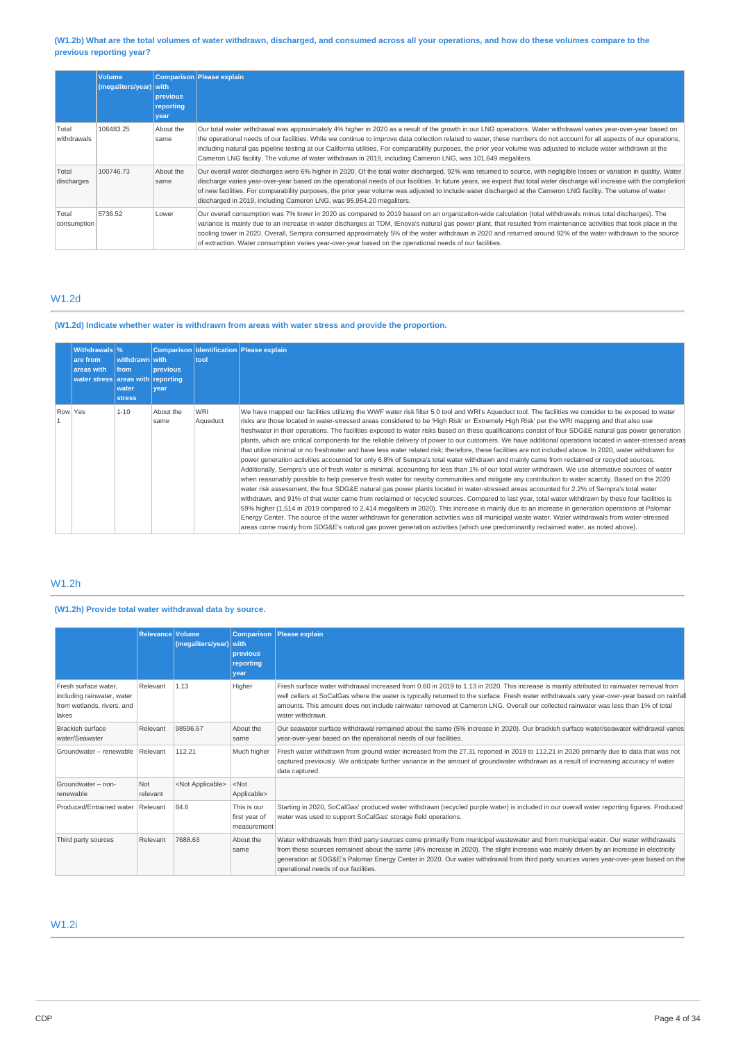**(W1.2b) What are the total volumes of water withdrawn, discharged, and consumed across all your operations, and how do these volumes compare to the previous reporting year?**

| | Volume (megaliters/year) | Comparison with previous reporting year | Please explain |
|---|---|---|---|
| Total withdrawals | 106483.25 | About the same | Our total water withdrawal was approximately 4% higher in 2020 as a result of the growth in our LNG operations. Water withdrawal varies year-over-year based on the operational needs of our facilities. While we continue to improve data collection related to water, these numbers do not account for all aspects of our operations, including natural gas pipeline testing at our California utilities. For comparability purposes, the prior year volume was adjusted to include water withdrawn at the Cameron LNG facility. The volume of water withdrawn in 2019, including Cameron LNG, was 101,649 megaliters. |
| Total discharges | 100746.73 | About the same | Our overall water discharges were 6% higher in 2020. Of the total water discharged, 92% was returned to source, with negligible losses or variation in quality. Water discharge varies year-over-year based on the operational needs of our facilities. In future years, we expect that total water discharge will increase with the completion of new facilities. For comparability purposes, the prior year volume was adjusted to include water discharged at the Cameron LNG facility. The volume of water discharged in 2019, including Cameron LNG, was 95,954.20 megaliters. |
| Total consumption | 5736.52 | Lower | Our overall consumption was 7% lower in 2020 as compared to 2019 based on an organization-wide calculation (total withdrawals minus total discharges). The variance is mainly due to an increase in water discharges at TDM, IEnova's natural gas power plant, that resulted from maintenance activities that took place in the cooling tower in 2020. Overall, Sempra consumed approximately 5% of the water withdrawn in 2020 and returned around 92% of the water withdrawn to the source of extraction. Water consumption varies year-over-year based on the operational needs of our facilities. |

## W1.2d

**(W1.2d) Indicate whether water is withdrawn from areas with water stress and provide the proportion.**

| | Withdrawals are from areas with water stress | % withdrawn from areas with water stress | Comparison with previous reporting year | Identification tool | Please explain |
|---|---|---|---|---|---|
| Row 1 | Yes | 1-10 | About the same | WRI Aqueduct | We have mapped our facilities utilizing the WWF water risk filter 5.0 tool and WRI's Aqueduct tool. The facilities we consider to be exposed to water risks are those located in water-stressed areas considered to be 'High Risk' or 'Extremely High Risk' per the WRI mapping and that also use freshwater in their operations. The facilities exposed to water risks based on these qualifications consist of four SDG&E natural gas power generation plants, which are critical components for the reliable delivery of power to our customers. We have additional operations located in water-stressed areas that utilize minimal or no freshwater and have less water related risk; therefore, these facilities are not included above. In 2020, water withdrawn for power generation activities accounted for only 6.8% of Sempra's total water withdrawn and mainly came from reclaimed or recycled sources. Additionally, Sempra's use of fresh water is minimal, accounting for less than 1% of our total water withdrawn. We use alternative sources of water when reasonably possible to help preserve fresh water for nearby communities and mitigate any contribution to water scarcity. Based on the 2020 water risk assessment, the four SDG&E natural gas power plants located in water-stressed areas accounted for 2.2% of Sempra's total water withdrawn, and 91% of that water came from reclaimed or recycled sources. Compared to last year, total water withdrawn by these four facilities is 59% higher (1,514 in 2019 compared to 2,414 megaliters in 2020). This increase is mainly due to an increase in generation operations at Palomar Energy Center. The source of the water withdrawn for generation activities was all municipal waste water. Water withdrawals from water-stressed areas come mainly from SDG&E's natural gas power generation activities (which use predominantly reclaimed water, as noted above). |

## W1.2h

**(W1.2h) Provide total water withdrawal data by source.**

| | Relevance | Volume (megaliters/year) | Comparison with previous reporting year | Please explain |
|---|---|---|---|---|
| Fresh surface water, including rainwater, water from wetlands, rivers, and lakes | Relevant | 1.13 | Higher | Fresh surface water withdrawal increased from 0.60 in 2019 to 1.13 in 2020. This increase is mainly attributed to rainwater removal from well cellars at SoCalGas where the water is typically returned to the surface. Fresh water withdrawals vary year-over-year based on rainfall amounts. This amount does not include rainwater removed at Cameron LNG. Overall our collected rainwater was less than 1% of total water withdrawn. |
| Brackish surface water/Seawater | Relevant | 98596.67 | About the same | Our seawater surface withdrawal remained about the same (5% increase in 2020). Our brackish surface water/seawater withdrawal varies year-over-year based on the operational needs of our facilities. |
| Groundwater – renewable | Relevant | 112.21 | Much higher | Fresh water withdrawn from ground water increased from the 27.31 reported in 2019 to 112.21 in 2020 primarily due to data that was not captured previously. We anticipate further variance in the amount of groundwater withdrawn as a result of increasing accuracy of water data captured. |
| Groundwater – non-renewable | Not relevant | <Not Applicable> | <Not Applicable> | |
| Produced/Entrained water | Relevant | 84.6 | This is our first year of measurement | Starting in 2020, SoCalGas' produced water withdrawn (recycled purple water) is included in our overall water reporting figures. Produced water was used to support SoCalGas' storage field operations. |
| Third party sources | Relevant | 7688.63 | About the same | Water withdrawals from third party sources come primarily from municipal wastewater and from municipal water. Our water withdrawals from these sources remained about the same (4% increase in 2020). The slight increase was mainly driven by an increase in electricity generation at SDG&E's Palomar Energy Center in 2020. Our water withdrawal from third party sources varies year-over-year based on the operational needs of our facilities. |

## W1.2i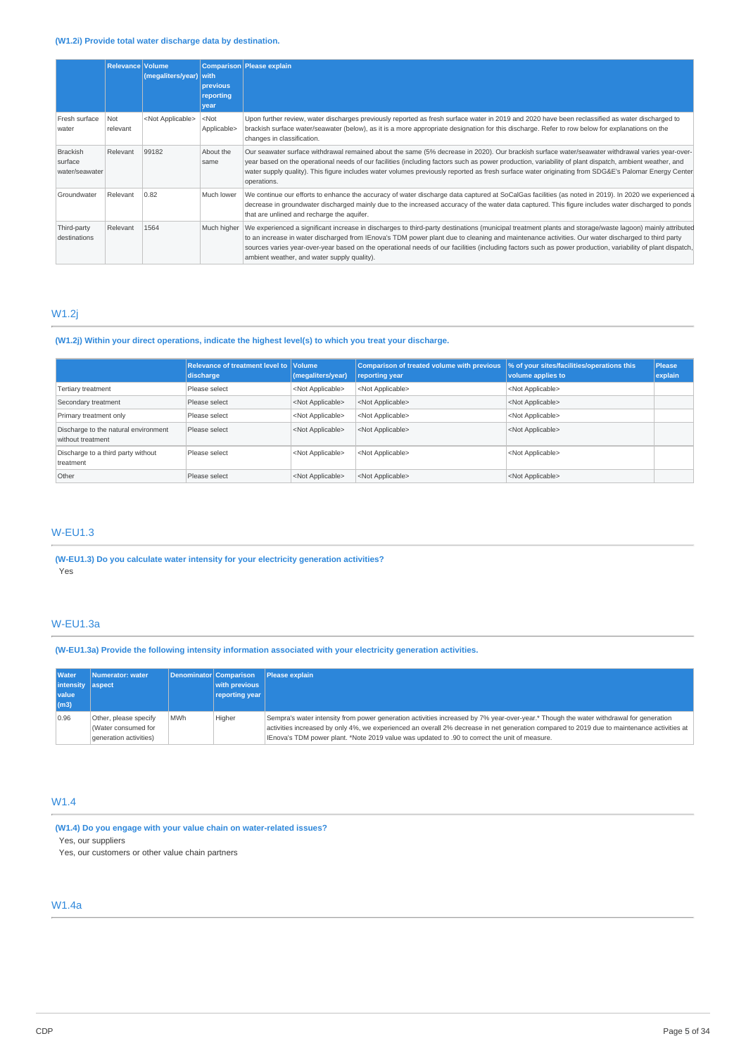**(W1.2i) Provide total water discharge data by destination.**

| | Relevance | Volume (megaliters/year) | Comparison with previous reporting year | Please explain |
|---|---|---|---|---|
| Fresh surface water | Not relevant | <Not Applicable> | <Not Applicable> | Upon further review, water discharges previously reported as fresh surface water in 2019 and 2020 have been reclassified as water discharged to brackish surface water/seawater (below), as it is a more appropriate designation for this discharge. Refer to row below for explanations on the changes in classification. |
| Brackish surface water/seawater | Relevant | 99182 | About the same | Our seawater surface withdrawal remained about the same (5% decrease in 2020). Our brackish surface water/seawater withdrawal varies year-over-year based on the operational needs of our facilities (including factors such as power production, variability of plant dispatch, ambient weather, and water supply quality). This figure includes water volumes previously reported as fresh surface water originating from SDG&E's Palomar Energy Center operations. |
| Groundwater | Relevant | 0.82 | Much lower | We continue our efforts to enhance the accuracy of water discharge data captured at SoCalGas facilities (as noted in 2019). In 2020 we experienced a decrease in groundwater discharged mainly due to the increased accuracy of the water data captured. This figure includes water discharged to ponds that are unlined and recharge the aquifer. |
| Third-party destinations | Relevant | 1564 | Much higher | We experienced a significant increase in discharges to third-party destinations (municipal treatment plants and storage/waste lagoon) mainly attributed to an increase in water discharged from IEnova's TDM power plant due to cleaning and maintenance activities. Our water discharged to third party sources varies year-over-year based on the operational needs of our facilities (including factors such as power production, variability of plant dispatch, ambient weather, and water supply quality). |

## W1.2j

**(W1.2j) Within your direct operations, indicate the highest level(s) to which you treat your discharge.**

| | Relevance of treatment level to discharge | Volume (megaliters/year) | Comparison of treated volume with previous reporting year | % of your sites/facilities/operations this volume applies to | Please explain |
|---|---|---|---|---|---|
| Tertiary treatment | Please select | <Not Applicable> | <Not Applicable> | <Not Applicable> | |
| Secondary treatment | Please select | <Not Applicable> | <Not Applicable> | <Not Applicable> | |
| Primary treatment only | Please select | <Not Applicable> | <Not Applicable> | <Not Applicable> | |
| Discharge to the natural environment without treatment | Please select | <Not Applicable> | <Not Applicable> | <Not Applicable> | |
| Discharge to a third party without treatment | Please select | <Not Applicable> | <Not Applicable> | <Not Applicable> | |
| Other | Please select | <Not Applicable> | <Not Applicable> | <Not Applicable> | |

## W-EU1.3

**(W-EU1.3) Do you calculate water intensity for your electricity generation activities?**

Yes

## W-EU1.3a

**(W-EU1.3a) Provide the following intensity information associated with your electricity generation activities.**

| Water intensity value (m3) | Numerator: water aspect | Denominator | Comparison with previous reporting year | Please explain |
|---|---|---|---|---|
| 0.96 | Other, please specify (Water consumed for generation activities) | MWh | Higher | Sempra's water intensity from power generation activities increased by 7% year-over-year.* Though the water withdrawal for generation activities increased by only 4%, we experienced an overall 2% decrease in net generation compared to 2019 due to maintenance activities at IEnova's TDM power plant. *Note 2019 value was updated to .90 to correct the unit of measure. |

## W1.4

**(W1.4) Do you engage with your value chain on water-related issues?**

Yes, our suppliers

Yes, our customers or other value chain partners

## W1.4a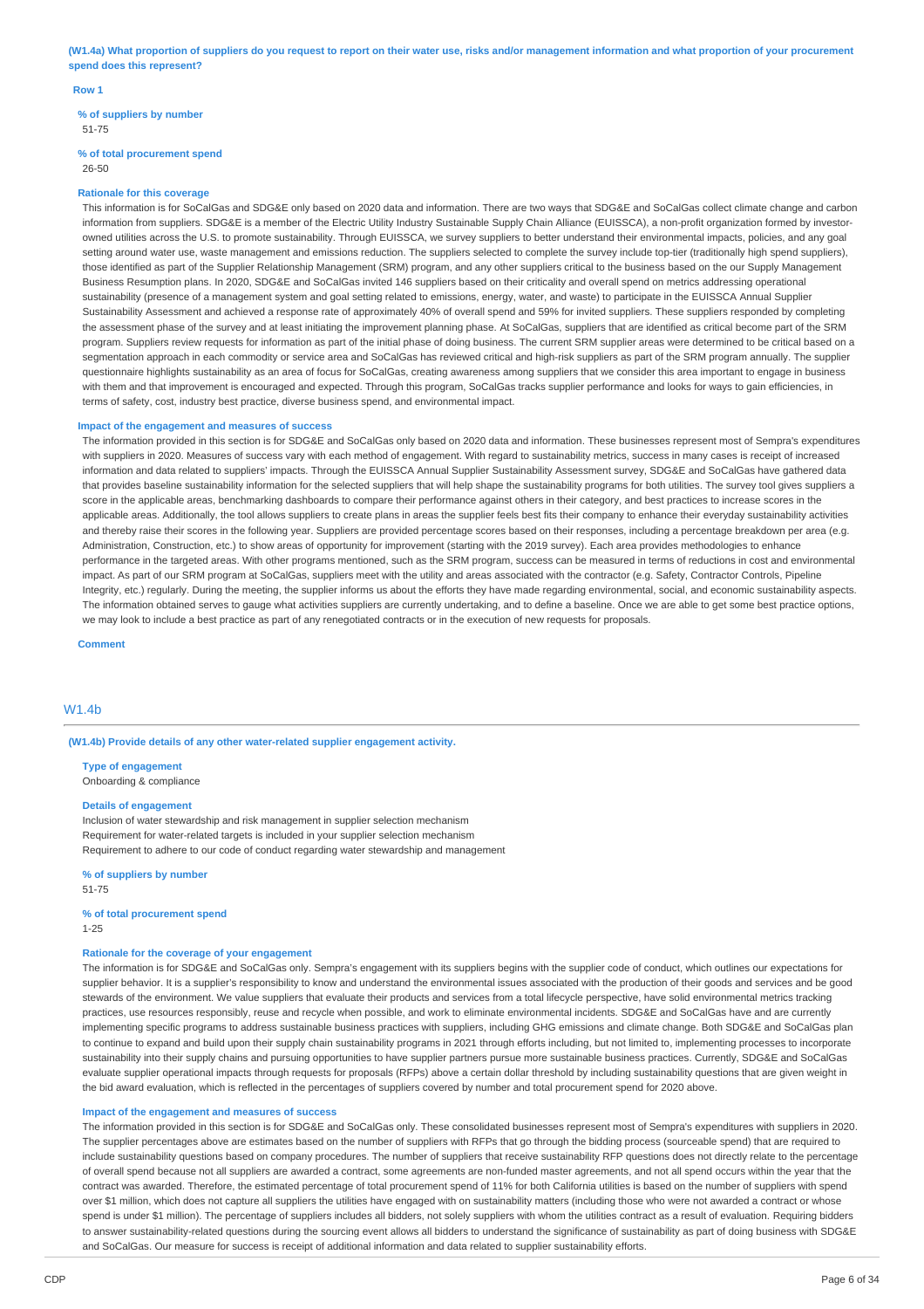**(W1.4a) What proportion of suppliers do you request to report on their water use, risks and/or management information and what proportion of your procurement spend does this represent?**

**Row 1**

**% of suppliers by number**

51-75

**% of total procurement spend**

26-50

**Rationale for this coverage**

This information is for SoCalGas and SDG&E only based on 2020 data and information. There are two ways that SDG&E and SoCalGas collect climate change and carbon information from suppliers. SDG&E is a member of the Electric Utility Industry Sustainable Supply Chain Alliance (EUISSCA), a non-profit organization formed by investor-owned utilities across the U.S. to promote sustainability. Through EUISSCA, we survey suppliers to better understand their environmental impacts, policies, and any goal setting around water use, waste management and emissions reduction. The suppliers selected to complete the survey include top-tier (traditionally high spend suppliers), those identified as part of the Supplier Relationship Management (SRM) program, and any other suppliers critical to the business based on the our Supply Management Business Resumption plans. In 2020, SDG&E and SoCalGas invited 146 suppliers based on their criticality and overall spend on metrics addressing operational sustainability (presence of a management system and goal setting related to emissions, energy, water, and waste) to participate in the EUISSCA Annual Supplier Sustainability Assessment and achieved a response rate of approximately 40% of overall spend and 59% for invited suppliers. These suppliers responded by completing the assessment phase of the survey and at least initiating the improvement planning phase. At SoCalGas, suppliers that are identified as critical become part of the SRM program. Suppliers review requests for information as part of the initial phase of doing business. The current SRM supplier areas were determined to be critical based on a segmentation approach in each commodity or service area and SoCalGas has reviewed critical and high-risk suppliers as part of the SRM program annually. The supplier questionnaire highlights sustainability as an area of focus for SoCalGas, creating awareness among suppliers that we consider this area important to engage in business with them and that improvement is encouraged and expected. Through this program, SoCalGas tracks supplier performance and looks for ways to gain efficiencies, in terms of safety, cost, industry best practice, diverse business spend, and environmental impact.

**Impact of the engagement and measures of success**

The information provided in this section is for SDG&E and SoCalGas only based on 2020 data and information. These businesses represent most of Sempra's expenditures with suppliers in 2020. Measures of success vary with each method of engagement. With regard to sustainability metrics, success in many cases is receipt of increased information and data related to suppliers' impacts. Through the EUISSCA Annual Supplier Sustainability Assessment survey, SDG&E and SoCalGas have gathered data that provides baseline sustainability information for the selected suppliers that will help shape the sustainability programs for both utilities. The survey tool gives suppliers a score in the applicable areas, benchmarking dashboards to compare their performance against others in their category, and best practices to increase scores in the applicable areas. Additionally, the tool allows suppliers to create plans in areas the supplier feels best fits their company to enhance their everyday sustainability activities and thereby raise their scores in the following year. Suppliers are provided percentage scores based on their responses, including a percentage breakdown per area (e.g. Administration, Construction, etc.) to show areas of opportunity for improvement (starting with the 2019 survey). Each area provides methodologies to enhance performance in the targeted areas. With other programs mentioned, such as the SRM program, success can be measured in terms of reductions in cost and environmental impact. As part of our SRM program at SoCalGas, suppliers meet with the utility and areas associated with the contractor (e.g. Safety, Contractor Controls, Pipeline Integrity, etc.) regularly. During the meeting, the supplier informs us about the efforts they have made regarding environmental, social, and economic sustainability aspects. The information obtained serves to gauge what activities suppliers are currently undertaking, and to define a baseline. Once we are able to get some best practice options, we may look to include a best practice as part of any renegotiated contracts or in the execution of new requests for proposals.

**Comment**

## W1.4b

**(W1.4b) Provide details of any other water-related supplier engagement activity.**

**Type of engagement**

Onboarding & compliance

**Details of engagement**

Inclusion of water stewardship and risk management in supplier selection mechanism
Requirement for water-related targets is included in your supplier selection mechanism
Requirement to adhere to our code of conduct regarding water stewardship and management

**% of suppliers by number**

51-75

**% of total procurement spend**

1-25

**Rationale for the coverage of your engagement**

The information is for SDG&E and SoCalGas only. Sempra's engagement with its suppliers begins with the supplier code of conduct, which outlines our expectations for supplier behavior. It is a supplier's responsibility to know and understand the environmental issues associated with the production of their goods and services and be good stewards of the environment. We value suppliers that evaluate their products and services from a total lifecycle perspective, have solid environmental metrics tracking practices, use resources responsibly, reuse and recycle when possible, and work to eliminate environmental incidents. SDG&E and SoCalGas have and are currently implementing specific programs to address sustainable business practices with suppliers, including GHG emissions and climate change. Both SDG&E and SoCalGas plan to continue to expand and build upon their supply chain sustainability programs in 2021 through efforts including, but not limited to, implementing processes to incorporate sustainability into their supply chains and pursuing opportunities to have supplier partners pursue more sustainable business practices. Currently, SDG&E and SoCalGas evaluate supplier operational impacts through requests for proposals (RFPs) above a certain dollar threshold by including sustainability questions that are given weight in the bid award evaluation, which is reflected in the percentages of suppliers covered by number and total procurement spend for 2020 above.

**Impact of the engagement and measures of success**

The information provided in this section is for SDG&E and SoCalGas only. These consolidated businesses represent most of Sempra's expenditures with suppliers in 2020. The supplier percentages above are estimates based on the number of suppliers with RFPs that go through the bidding process (sourceable spend) that are required to include sustainability questions based on company procedures. The number of suppliers that receive sustainability RFP questions does not directly relate to the percentage of overall spend because not all suppliers are awarded a contract, some agreements are non-funded master agreements, and not all spend occurs within the year that the contract was awarded. Therefore, the estimated percentage of total procurement spend of 11% for both California utilities is based on the number of suppliers with spend over $1 million, which does not capture all suppliers the utilities have engaged with on sustainability matters (including those who were not awarded a contract or whose spend is under $1 million). The percentage of suppliers includes all bidders, not solely suppliers with whom the utilities contract as a result of evaluation. Requiring bidders to answer sustainability-related questions during the sourcing event allows all bidders to understand the significance of sustainability as part of doing business with SDG&E and SoCalGas. Our measure for success is receipt of additional information and data related to supplier sustainability efforts.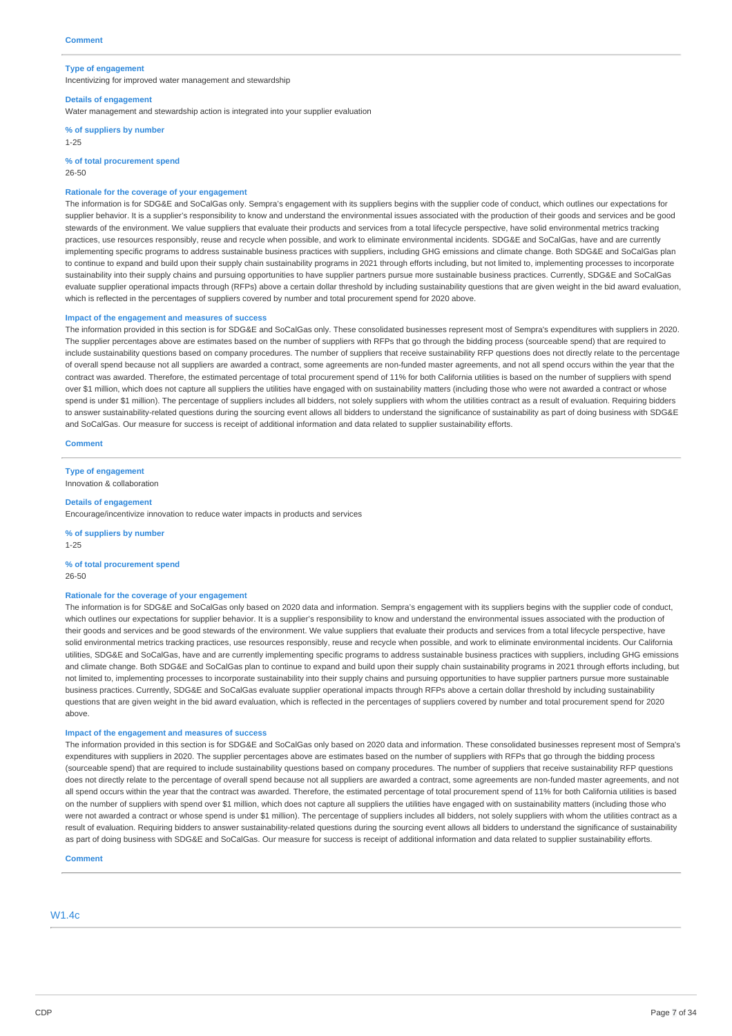**Comment**

---

**Type of engagement**
Incentivizing for improved water management and stewardship

**Details of engagement**
Water management and stewardship action is integrated into your supplier evaluation

**% of suppliers by number**
1-25

**% of total procurement spend**
26-50

**Rationale for the coverage of your engagement**
The information is for SDG&E and SoCalGas only. Sempra's engagement with its suppliers begins with the supplier code of conduct, which outlines our expectations for supplier behavior. It is a supplier's responsibility to know and understand the environmental issues associated with the production of their goods and services and be good stewards of the environment. We value suppliers that evaluate their products and services from a total lifecycle perspective, have solid environmental metrics tracking practices, use resources responsibly, reuse and recycle when possible, and work to eliminate environmental incidents. SDG&E and SoCalGas, have and are currently implementing specific programs to address sustainable business practices with suppliers, including GHG emissions and climate change. Both SDG&E and SoCalGas plan to continue to expand and build upon their supply chain sustainability programs in 2021 through efforts including, but not limited to, implementing processes to incorporate sustainability into their supply chains and pursuing opportunities to have supplier partners pursue more sustainable business practices. Currently, SDG&E and SoCalGas evaluate supplier operational impacts through (RFPs) above a certain dollar threshold by including sustainability questions that are given weight in the bid award evaluation, which is reflected in the percentages of suppliers covered by number and total procurement spend for 2020 above.

**Impact of the engagement and measures of success**
The information provided in this section is for SDG&E and SoCalGas only. These consolidated businesses represent most of Sempra's expenditures with suppliers in 2020. The supplier percentages above are estimates based on the number of suppliers with RFPs that go through the bidding process (sourceable spend) that are required to include sustainability questions based on company procedures. The number of suppliers that receive sustainability RFP questions does not directly relate to the percentage of overall spend because not all suppliers are awarded a contract, some agreements are non-funded master agreements, and not all spend occurs within the year that the contract was awarded. Therefore, the estimated percentage of total procurement spend of 11% for both California utilities is based on the number of suppliers with spend over $1 million, which does not capture all suppliers the utilities have engaged with on sustainability matters (including those who were not awarded a contract or whose spend is under $1 million). The percentage of suppliers includes all bidders, not solely suppliers with whom the utilities contract as a result of evaluation. Requiring bidders to answer sustainability-related questions during the sourcing event allows all bidders to understand the significance of sustainability as part of doing business with SDG&E and SoCalGas. Our measure for success is receipt of additional information and data related to supplier sustainability efforts.

**Comment**

---

**Type of engagement**
Innovation & collaboration

**Details of engagement**
Encourage/incentivize innovation to reduce water impacts in products and services

**% of suppliers by number**
1-25

**% of total procurement spend**
26-50

**Rationale for the coverage of your engagement**
The information is for SDG&E and SoCalGas only based on 2020 data and information. Sempra's engagement with its suppliers begins with the supplier code of conduct, which outlines our expectations for supplier behavior. It is a supplier's responsibility to know and understand the environmental issues associated with the production of their goods and services and be good stewards of the environment. We value suppliers that evaluate their products and services from a total lifecycle perspective, have solid environmental metrics tracking practices, use resources responsibly, reuse and recycle when possible, and work to eliminate environmental incidents. Our California utilities, SDG&E and SoCalGas, have and are currently implementing specific programs to address sustainable business practices with suppliers, including GHG emissions and climate change. Both SDG&E and SoCalGas plan to continue to expand and build upon their supply chain sustainability programs in 2021 through efforts including, but not limited to, implementing processes to incorporate sustainability into their supply chains and pursuing opportunities to have supplier partners pursue more sustainable business practices. Currently, SDG&E and SoCalGas evaluate supplier operational impacts through RFPs above a certain dollar threshold by including sustainability questions that are given weight in the bid award evaluation, which is reflected in the percentages of suppliers covered by number and total procurement spend for 2020 above.

**Impact of the engagement and measures of success**
The information provided in this section is for SDG&E and SoCalGas only based on 2020 data and information. These consolidated businesses represent most of Sempra's expenditures with suppliers in 2020. The supplier percentages above are estimates based on the number of suppliers with RFPs that go through the bidding process (sourceable spend) that are required to include sustainability questions based on company procedures. The number of suppliers that receive sustainability RFP questions does not directly relate to the percentage of overall spend because not all suppliers are awarded a contract, some agreements are non-funded master agreements, and not all spend occurs within the year that the contract was awarded. Therefore, the estimated percentage of total procurement spend of 11% for both California utilities is based on the number of suppliers with spend over $1 million, which does not capture all suppliers the utilities have engaged with on sustainability matters (including those who were not awarded a contract or whose spend is under $1 million). The percentage of suppliers includes all bidders, not solely suppliers with whom the utilities contract as a result of evaluation. Requiring bidders to answer sustainability-related questions during the sourcing event allows all bidders to understand the significance of sustainability as part of doing business with SDG&E and SoCalGas. Our measure for success is receipt of additional information and data related to supplier sustainability efforts.

**Comment**

---

## W1.4c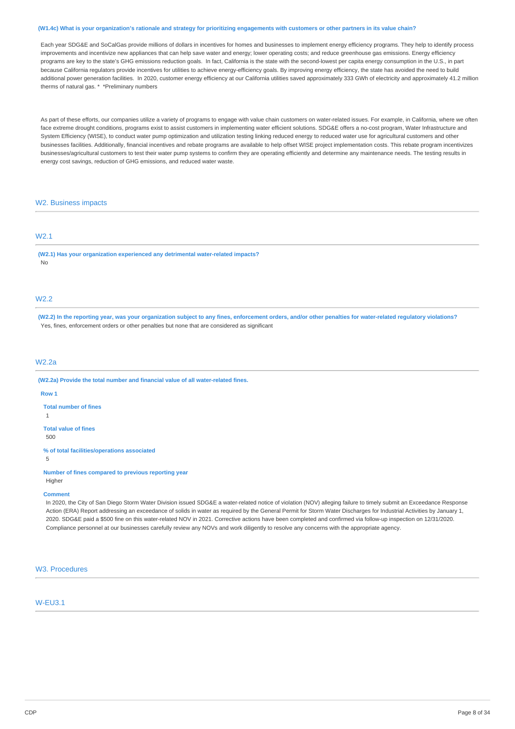**(W1.4c) What is your organization's rationale and strategy for prioritizing engagements with customers or other partners in its value chain?**

Each year SDG&E and SoCalGas provide millions of dollars in incentives for homes and businesses to implement energy efficiency programs. They help to identify process improvements and incentivize new appliances that can help save water and energy; lower operating costs; and reduce greenhouse gas emissions. Energy efficiency programs are key to the state's GHG emissions reduction goals. In fact, California is the state with the second-lowest per capita energy consumption in the U.S., in part because California regulators provide incentives for utilities to achieve energy-efficiency goals. By improving energy efficiency, the state has avoided the need to build additional power generation facilities. In 2020, customer energy efficiency at our California utilities saved approximately 333 GWh of electricity and approximately 41.2 million therms of natural gas. * *Preliminary numbers

As part of these efforts, our companies utilize a variety of programs to engage with value chain customers on water-related issues. For example, in California, where we often face extreme drought conditions, programs exist to assist customers in implementing water efficient solutions. SDG&E offers a no-cost program, Water Infrastructure and System Efficiency (WISE), to conduct water pump optimization and utilization testing linking reduced energy to reduced water use for agricultural customers and other businesses facilities. Additionally, financial incentives and rebate programs are available to help offset WISE project implementation costs. This rebate program incentivizes businesses/agricultural customers to test their water pump systems to confirm they are operating efficiently and determine any maintenance needs. The testing results in energy cost savings, reduction of GHG emissions, and reduced water waste.

## W2. Business impacts

### W2.1

**(W2.1) Has your organization experienced any detrimental water-related impacts?**

No

### W2.2

**(W2.2) In the reporting year, was your organization subject to any fines, enforcement orders, and/or other penalties for water-related regulatory violations?**

Yes, fines, enforcement orders or other penalties but none that are considered as significant

### W2.2a

**(W2.2a) Provide the total number and financial value of all water-related fines.**

**Row 1**

**Total number of fines**

1

**Total value of fines**

500

**% of total facilities/operations associated**

5

**Number of fines compared to previous reporting year**

Higher

**Comment**

In 2020, the City of San Diego Storm Water Division issued SDG&E a water-related notice of violation (NOV) alleging failure to timely submit an Exceedance Response Action (ERA) Report addressing an exceedance of solids in water as required by the General Permit for Storm Water Discharges for Industrial Activities by January 1, 2020. SDG&E paid a $500 fine on this water-related NOV in 2021. Corrective actions have been completed and confirmed via follow-up inspection on 12/31/2020. Compliance personnel at our businesses carefully review any NOVs and work diligently to resolve any concerns with the appropriate agency.

## W3. Procedures

### W-EU3.1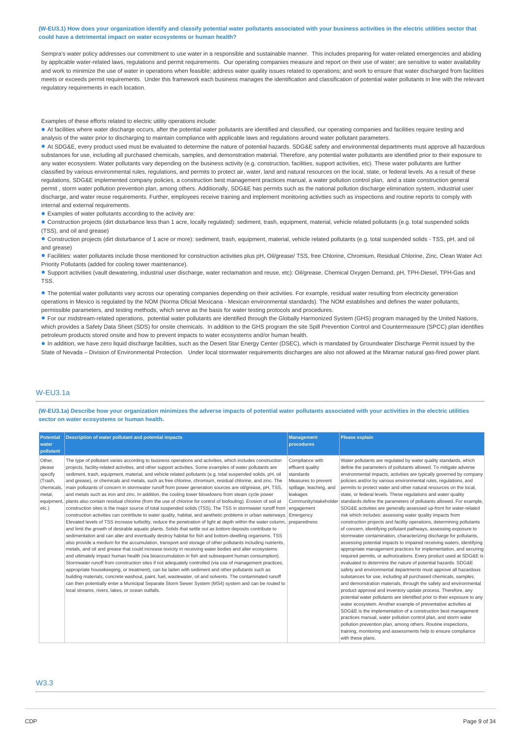**(W-EU3.1) How does your organization identify and classify potential water pollutants associated with your business activities in the electric utilities sector that could have a detrimental impact on water ecosystems or human health?**

Sempra's water policy addresses our commitment to use water in a responsible and sustainable manner. This includes preparing for water-related emergencies and abiding by applicable water-related laws, regulations and permit requirements. Our operating companies measure and report on their use of water; are sensitive to water availability and work to minimize the use of water in operations when feasible; address water quality issues related to operations; and work to ensure that water discharged from facilities meets or exceeds permit requirements. Under this framework each business manages the identification and classification of potential water pollutants in line with the relevant regulatory requirements in each location.

Examples of these efforts related to electric utility operations include:

- At facilities where water discharge occurs, after the potential water pollutants are identified and classified, our operating companies and facilities require testing and analysis of the water prior to discharging to maintain compliance with applicable laws and regulations around water pollutant parameters.
- At SDG&E, every product used must be evaluated to determine the nature of potential hazards. SDG&E safety and environmental departments must approve all hazardous substances for use, including all purchased chemicals, samples, and demonstration material. Therefore, any potential water pollutants are identified prior to their exposure to any water ecosystem. Water pollutants vary depending on the business activity (e.g. construction, facilities, support activities, etc). These water pollutants are further classified by various environmental rules, regulations, and permits to protect air, water, land and natural resources on the local, state, or federal levels. As a result of these regulations, SDG&E implemented company policies, a construction best management practices manual, a water pollution control plan, and a state construction general permit , storm water pollution prevention plan, among others. Additionally, SDG&E has permits such as the national pollution discharge elimination system, industrial user discharge, and water reuse requirements. Further, employees receive training and implement monitoring activities such as inspections and routine reports to comply with internal and external requirements.
- Examples of water pollutants according to the activity are:
- Construction projects (dirt disturbance less than 1 acre, locally regulated): sediment, trash, equipment, material, vehicle related pollutants (e.g. total suspended solids (TSS), and oil and grease)
- Construction projects (dirt disturbance of 1 acre or more): sediment, trash, equipment, material, vehicle related pollutants (e.g. total suspended solids - TSS, pH, and oil and grease)
- Facilities: water pollutants include those mentioned for construction activities plus pH, Oil/grease/ TSS, free Chlorine, Chromium, Residual Chlorine, Zinc, Clean Water Act Priority Pollutants (added for cooling tower maintenance).
- Support activities (vault dewatering, industrial user discharge, water reclamation and reuse, etc): Oil/grease, Chemical Oxygen Demand, pH, TPH-Diesel, TPH-Gas and TSS.

- The potential water pollutants vary across our operating companies depending on their activities. For example, residual water resulting from electricity generation operations in Mexico is regulated by the NOM (Norma Oficial Mexicana - Mexican environmental standards). The NOM establishes and defines the water pollutants, permissible parameters, and testing methods, which serve as the basis for water testing protocols and procedures.
- For our midstream-related operations, potential water pollutants are identified through the Globally Harmonized System (GHS) program managed by the United Nations, which provides a Safety Data Sheet (SDS) for onsite chemicals. In addition to the GHS program the site Spill Prevention Control and Countermeasure (SPCC) plan identifies petroleum products stored onsite and how to prevent impacts to water ecosystems and/or human health.
- In addition, we have zero liquid discharge facilities, such as the Desert Star Energy Center (DSEC), which is mandated by Groundwater Discharge Permit issued by the State of Nevada – Division of Environmental Protection. Under local stormwater requirements discharges are also not allowed at the Miramar natural gas-fired power plant.

## W-EU3.1a

**(W-EU3.1a) Describe how your organization minimizes the adverse impacts of potential water pollutants associated with your activities in the electric utilities sector on water ecosystems or human health.**

| Potential water pollutant | Description of water pollutant and potential impacts | Management procedures | Please explain |
|---|---|---|---|
| Other, please specify (Trash, chemicals, metal, equipment, etc.) | The type of pollutant varies according to business operations and activities, which includes construction projects, facility-related activities, and other support activities. Some examples of water pollutants are sediment, trash, equipment, material, and vehicle related pollutants (e.g. total suspended solids, pH, oil and grease), or chemicals and metals, such as free chlorine, chromium, residual chlorine, and zinc. The main pollutants of concern in stormwater runoff from power generation sources are oil/grease, pH, TSS, and metals such as iron and zinc. In addition, the cooling tower blowdowns from steam cycle power plants also contain residual chlorine (from the use of chlorine for control of biofouling). Erosion of soil at construction sites is the major source of total suspended solids (TSS). The TSS in stormwater runoff from construction activities can contribute to water quality, habitat, and aesthetic problems in urban waterways. Elevated levels of TSS increase turbidity, reduce the penetration of light at depth within the water column, and limit the growth of desirable aquatic plants. Solids that settle out as bottom deposits contribute to sedimentation and can alter and eventually destroy habitat for fish and bottom-dwelling organisms. TSS also provide a medium for the accumulation, transport and storage of other pollutants including nutrients, metals, and oil and grease that could increase toxicity in receiving water bodies and alter ecosystems and ultimately impact human health (via bioaccumulation in fish and subsequent human consumption). Stormwater runoff from construction sites if not adequately controlled (via use of management practices, appropriate housekeeping, or treatment), can be laden with sediment and other pollutants such as building materials, concrete washout, paint, fuel, wastewater, oil and solvents. The contaminated runoff can then potentially enter a Municipal Separate Storm Sewer System (MS4) system and can be routed to local streams, rivers, lakes, or ocean outfalls. | Compliance with effluent quality standards<br>Measures to prevent spillage, leaching, and leakages<br>Community/stakeholder engagement<br>Emergency preparedness | Water pollutants are regulated by water quality standards, which define the parameters of pollutants allowed. To mitigate adverse environmental impacts, activities are typically governed by company policies and/or by various environmental rules, regulations, and permits to protect water and other natural resources on the local, state, or federal levels. These regulations and water quality standards define the parameters of pollutants allowed. For example, SDG&E activities are generally assessed up-front for water-related risk which includes: assessing water quality impacts from construction projects and facility operations, determining pollutants of concern, identifying pollutant pathways, assessing exposure to stormwater contamination, characterizing discharge for pollutants, assessing potential impacts to impaired receiving waters, identifying appropriate management practices for implementation, and securing required permits, or authorizations. Every product used at SDG&E is evaluated to determine the nature of potential hazards. SDG&E safety and environmental departments must approve all hazardous substances for use, including all purchased chemicals, samples, and demonstration materials, through the safety and environmental product approval and inventory update process. Therefore, any potential water pollutants are identified prior to their exposure to any water ecosystem. Another example of preventative activities at SDG&E is the implementation of a construction best management practices manual, water pollution control plan, and storm water pollution prevention plan, among others. Routine inspections, training, monitoring and assessments help to ensure compliance with these plans. |

## W3.3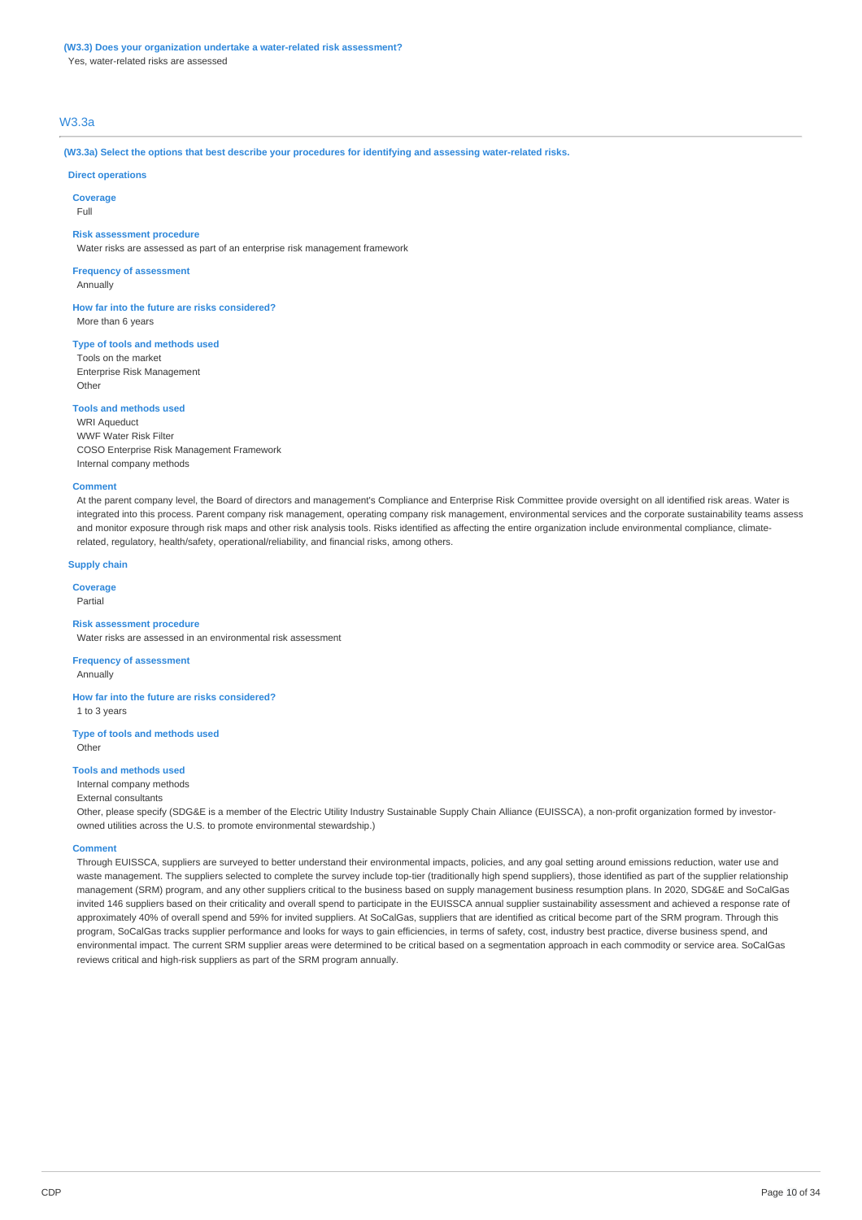**(W3.3) Does your organization undertake a water-related risk assessment?**

Yes, water-related risks are assessed

## W3.3a

**(W3.3a) Select the options that best describe your procedures for identifying and assessing water-related risks.**

### Direct operations

**Coverage**

Full

**Risk assessment procedure**

Water risks are assessed as part of an enterprise risk management framework

**Frequency of assessment**

Annually

**How far into the future are risks considered?**

More than 6 years

**Type of tools and methods used**

Tools on the market
Enterprise Risk Management
Other

**Tools and methods used**

WRI Aqueduct
WWF Water Risk Filter
COSO Enterprise Risk Management Framework
Internal company methods

**Comment**

At the parent company level, the Board of directors and management's Compliance and Enterprise Risk Committee provide oversight on all identified risk areas. Water is integrated into this process. Parent company risk management, operating company risk management, environmental services and the corporate sustainability teams assess and monitor exposure through risk maps and other risk analysis tools. Risks identified as affecting the entire organization include environmental compliance, climate-related, regulatory, health/safety, operational/reliability, and financial risks, among others.

### Supply chain

**Coverage**

Partial

**Risk assessment procedure**

Water risks are assessed in an environmental risk assessment

**Frequency of assessment**

Annually

**How far into the future are risks considered?**

1 to 3 years

**Type of tools and methods used**

Other

**Tools and methods used**

Internal company methods
External consultants
Other, please specify (SDG&E is a member of the Electric Utility Industry Sustainable Supply Chain Alliance (EUISSCA), a non-profit organization formed by investor-owned utilities across the U.S. to promote environmental stewardship.)

**Comment**

Through EUISSCA, suppliers are surveyed to better understand their environmental impacts, policies, and any goal setting around emissions reduction, water use and waste management. The suppliers selected to complete the survey include top-tier (traditionally high spend suppliers), those identified as part of the supplier relationship management (SRM) program, and any other suppliers critical to the business based on supply management business resumption plans. In 2020, SDG&E and SoCalGas invited 146 suppliers based on their criticality and overall spend to participate in the EUISSCA annual supplier sustainability assessment and achieved a response rate of approximately 40% of overall spend and 59% for invited suppliers. At SoCalGas, suppliers that are identified as critical become part of the SRM program. Through this program, SoCalGas tracks supplier performance and looks for ways to gain efficiencies, in terms of safety, cost, industry best practice, diverse business spend, and environmental impact. The current SRM supplier areas were determined to be critical based on a segmentation approach in each commodity or service area. SoCalGas reviews critical and high-risk suppliers as part of the SRM program annually.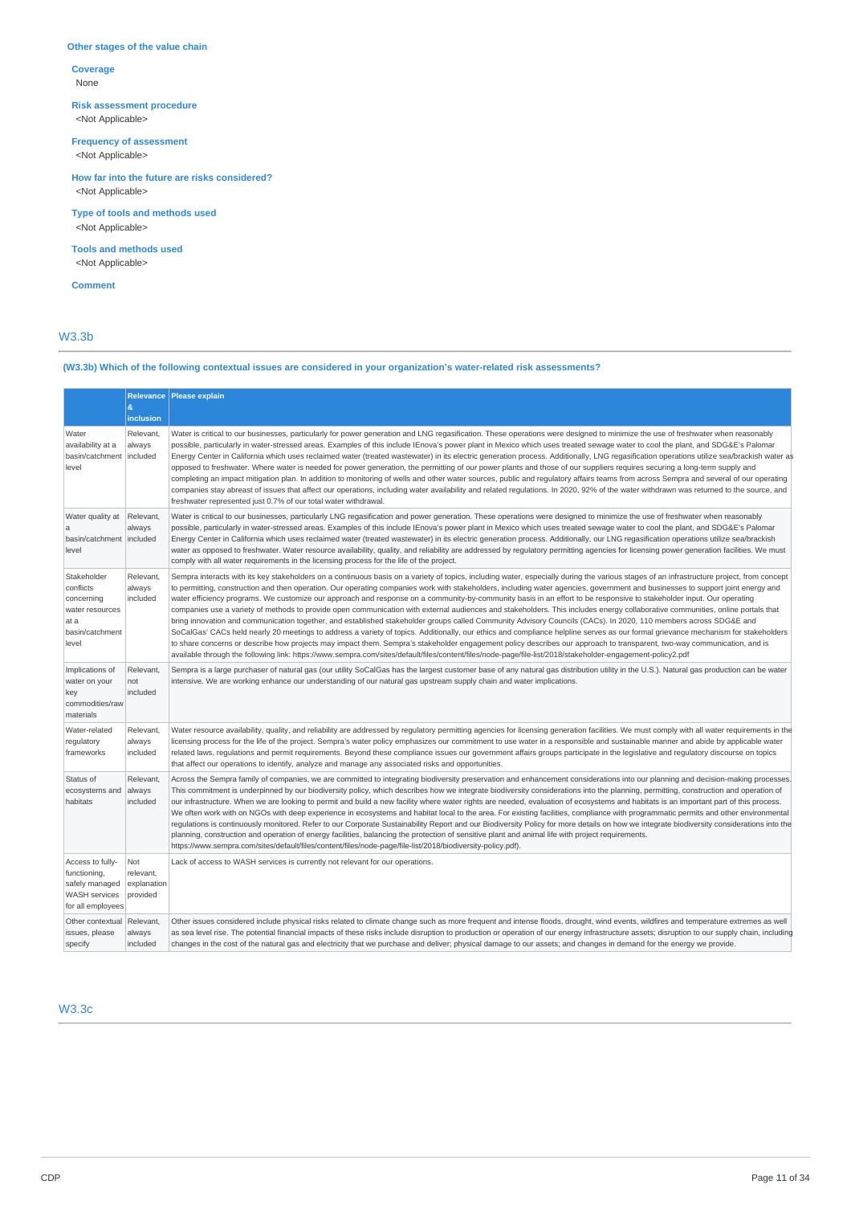### Other stages of the value chain

**Coverage**
None

**Risk assessment procedure**
<Not Applicable>

**Frequency of assessment**
<Not Applicable>

**How far into the future are risks considered?**
<Not Applicable>

**Type of tools and methods used**
<Not Applicable>

**Tools and methods used**
<Not Applicable>

**Comment**

## W3.3b

**(W3.3b) Which of the following contextual issues are considered in your organization's water-related risk assessments?**

| | Relevance & inclusion | Please explain |
|---|---|---|
| Water availability at a basin/catchment level | Relevant, always included | Water is critical to our businesses, particularly for power generation and LNG regasification. These operations were designed to minimize the use of freshwater when reasonably possible, particularly in water-stressed areas. Examples of this include IEnova's power plant in Mexico which uses treated sewage water to cool the plant, and SDG&E's Palomar Energy Center in California which uses reclaimed water (treated wastewater) in its electric generation process. Additionally, LNG regasification operations utilize sea/brackish water as opposed to freshwater. Where water is needed for power generation, the permitting of our power plants and those of our suppliers requires securing a long-term supply and completing an impact mitigation plan. In addition to monitoring of wells and other water sources, public and regulatory affairs teams from across Sempra and several of our operating companies stay abreast of issues that affect our operations, including water availability and related regulations. In 2020, 92% of the water withdrawn was returned to the source, and freshwater represented just 0.7% of our total water withdrawal. |
| Water quality at a basin/catchment level | Relevant, always included | Water is critical to our businesses, particularly LNG regasification and power generation. These operations were designed to minimize the use of freshwater when reasonably possible, particularly in water-stressed areas. Examples of this include IEnova's power plant in Mexico which uses treated sewage water to cool the plant, and SDG&E's Palomar Energy Center in California which uses reclaimed water (treated wastewater) in its electric generation process. Additionally, our LNG regasification operations utilize sea/brackish water as opposed to freshwater. Water resource availability, quality, and reliability are addressed by regulatory permitting agencies for licensing power generation facilities. We must comply with all water requirements in the licensing process for the life of the project. |
| Stakeholder conflicts concerning water resources at a basin/catchment level | Relevant, always included | Sempra interacts with its key stakeholders on a continuous basis on a variety of topics, including water, especially during the various stages of an infrastructure project, from concept to permitting, construction and then operation. Our operating companies work with stakeholders, including water agencies, government and businesses to support joint energy and water efficiency programs. We customize our approach and response on a community-by-community basis in an effort to be responsive to stakeholder input. Our operating companies use a variety of methods to provide open communication with external audiences and stakeholders. This includes energy collaborative communities, online portals that bring innovation and communication together, and established stakeholder groups called Community Advisory Councils (CACs). In 2020, 110 members across SDG&E and SoCalGas' CACs held nearly 20 meetings to address a variety of topics. Additionally, our ethics and compliance helpline serves as our formal grievance mechanism for stakeholders to share concerns or describe how projects may impact them. Sempra's stakeholder engagement policy describes our approach to transparent, two-way communication, and is available through the following link: https://www.sempra.com/sites/default/files/content/files/node-page/file-list/2018/stakeholder-engagement-policy2.pdf |
| Implications of water on your key commodities/raw materials | Relevant, not included | Sempra is a large purchaser of natural gas (our utility SoCalGas has the largest customer base of any natural gas distribution utility in the U.S.). Natural gas production can be water intensive. We are working enhance our understanding of our natural gas upstream supply chain and water implications. |
| Water-related regulatory frameworks | Relevant, always included | Water resource availability, quality, and reliability are addressed by regulatory permitting agencies for licensing generation facilities. We must comply with all water requirements in the licensing process for the life of the project. Sempra's water policy emphasizes our commitment to use water in a responsible and sustainable manner and abide by applicable water related laws, regulations and permit requirements. Beyond these compliance issues our government affairs groups participate in the legislative and regulatory discourse on topics that affect our operations to identify, analyze and manage any associated risks and opportunities. |
| Status of ecosystems and habitats | Relevant, always included | Across the Sempra family of companies, we are committed to integrating biodiversity preservation and enhancement considerations into our planning and decision-making processes. This commitment is underpinned by our biodiversity policy, which describes how we integrate biodiversity considerations into the planning, permitting, construction and operation of our infrastructure. When we are looking to permit and build a new facility where water rights are needed, evaluation of ecosystems and habitats is an important part of this process. We often work with on NGOs with deep experience in ecosystems and habitat local to the area. For existing facilities, compliance with programmatic permits and other environmental regulations is continuously monitored. Refer to our Corporate Sustainability Report and our Biodiversity Policy for more details on how we integrate biodiversity considerations into the planning, construction and operation of energy facilities, balancing the protection of sensitive plant and animal life with project requirements. https://www.sempra.com/sites/default/files/content/files/node-page/file-list/2018/biodiversity-policy.pdf). |
| Access to fully-functioning, safely managed WASH services for all employees | Not relevant, explanation provided | Lack of access to WASH services is currently not relevant for our operations. |
| Other contextual issues, please specify | Relevant, always included | Other issues considered include physical risks related to climate change such as more frequent and intense floods, drought, wind events, wildfires and temperature extremes as well as sea level rise. The potential financial impacts of these risks include disruption to production or operation of our energy infrastructure assets; disruption to our supply chain, including changes in the cost of the natural gas and electricity that we purchase and deliver; physical damage to our assets; and changes in demand for the energy we provide. |

## W3.3c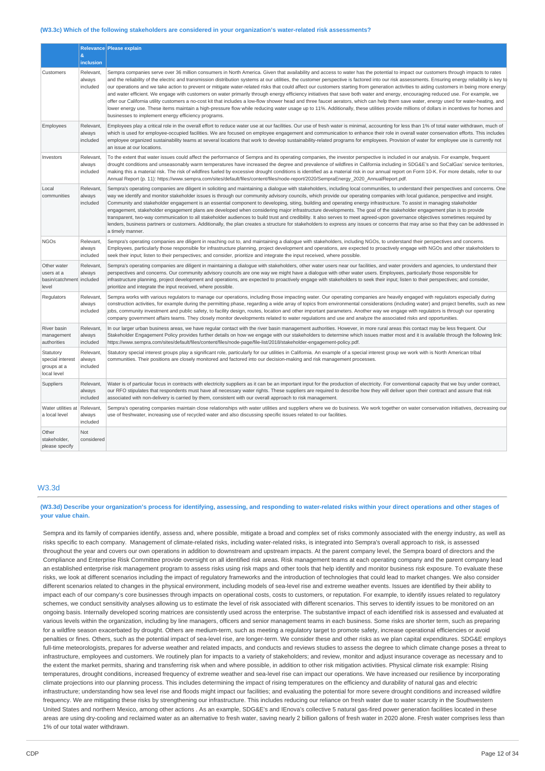**(W3.3c) Which of the following stakeholders are considered in your organization's water-related risk assessments?**

| | Relevance & inclusion | Please explain |
|---|---|---|
| Customers | Relevant, always included | Sempra companies serve over 36 million consumers in North America. Given that availability and access to water has the potential to impact our customers through impacts to rates and the reliability of the electric and transmission distribution systems at our utilities, the customer perspective is factored into our risk assessments. Ensuring energy reliability is key to our operations and we take action to prevent or mitigate water-related risks that could affect our customers starting from generation activities to aiding customers in being more energy and water efficient. We engage with customers on water primarily through energy efficiency initiatives that save both water and energy, encouraging reduced use. For example, we offer our California utility customers a no-cost kit that includes a low-flow shower head and three faucet aerators, which can help them save water, energy used for water-heating, and lower energy use. These items maintain a high-pressure flow while reducing water usage up to 11%. Additionally, these utilities provide millions of dollars in incentives for homes and businesses to implement energy efficiency programs. |
| Employees | Relevant, always included | Employees play a critical role in the overall effort to reduce water use at our facilities. Our use of fresh water is minimal, accounting for less than 1% of total water withdrawn, much of which is used for employee-occupied facilities. We are focused on employee engagement and communication to enhance their role in overall water conservation efforts. This includes employee organized sustainability teams at several locations that work to develop sustainability-related programs for employees. Provision of water for employee use is currently not an issue at our locations. |
| Investors | Relevant, always included | To the extent that water issues could affect the performance of Sempra and its operating companies, the investor perspective is included in our analysis. For example, frequent drought conditions and unseasonably warm temperatures have increased the degree and prevalence of wildfires in California including in SDG&E's and SoCalGas' service territories, making this a material risk. The risk of wildfires fueled by excessive drought conditions is identified as a material risk in our annual report on Form 10-K. For more details, refer to our Annual Report (p. 11): https://www.sempra.com/sites/default/files/content/files/node-report/2020/SempraEnergy_2020_AnnualReport.pdf. |
| Local communities | Relevant, always included | Sempra's operating companies are diligent in soliciting and maintaining a dialogue with stakeholders, including local communities, to understand their perspectives and concerns. One way we identify and monitor stakeholder issues is through our community advisory councils, which provide our operating companies with local guidance, perspective and insight. Community and stakeholder engagement is an essential component to developing, siting, building and operating energy infrastructure. To assist in managing stakeholder engagement, stakeholder engagement plans are developed when considering major infrastructure developments. The goal of the stakeholder engagement plan is to provide transparent, two-way communication to all stakeholder audiences to build trust and credibility. It also serves to meet agreed-upon governance objectives sometimes required by lenders, business partners or customers. Additionally, the plan creates a structure for stakeholders to express any issues or concerns that may arise so that they can be addressed in a timely manner. |
| NGOs | Relevant, always included | Sempra's operating companies are diligent in reaching out to, and maintaining a dialogue with stakeholders, including NGOs, to understand their perspectives and concerns. Employees, particularly those responsible for infrastructure planning, project development and operations, are expected to proactively engage with NGOs and other stakeholders to seek their input; listen to their perspectives; and consider, prioritize and integrate the input received, where possible. |
| Other water users at a basin/catchment level | Relevant, always included | Sempra's operating companies are diligent in maintaining a dialogue with stakeholders, other water users near our facilities, and water providers and agencies, to understand their perspectives and concerns. Our community advisory councils are one way we might have a dialogue with other water users. Employees, particularly those responsible for infrastructure planning, project development and operations, are expected to proactively engage with stakeholders to seek their input; listen to their perspectives; and consider, prioritize and integrate the input received, where possible. |
| Regulators | Relevant, always included | Sempra works with various regulators to manage our operations, including those impacting water. Our operating companies are heavily engaged with regulators especially during construction activities, for example during the permitting phase, regarding a wide array of topics from environmental considerations (including water) and project benefits, such as new jobs, community investment and public safety, to facility design, routes, location and other important parameters. Another way we engage with regulators is through our operating company government affairs teams. They closely monitor developments related to water regulations and use and analyze the associated risks and opportunities. |
| River basin management authorities | Relevant, always included | In our larger urban business areas, we have regular contact with the river basin management authorities. However, in more rural areas this contact may be less frequent. Our Stakeholder Engagement Policy provides further details on how we engage with our stakeholders to determine which issues matter most and it is available through the following link: https://www.sempra.com/sites/default/files/content/files/node-page/file-list/2018/stakeholder-engagement-policy.pdf. |
| Statutory special interest groups at a local level | Relevant, always included | Statutory special interest groups play a significant role, particularly for our utilities in California. An example of a special interest group we work with is North American tribal communities. Their positions are closely monitored and factored into our decision-making and risk management processes. |
| Suppliers | Relevant, always included | Water is of particular focus in contracts with electricity suppliers as it can be an important input for the production of electricity. For conventional capacity that we buy under contract, our RFO stipulates that respondents must have all necessary water rights. These suppliers are required to describe how they will deliver upon their contract and assure that risk associated with non-delivery is carried by them, consistent with our overall approach to risk management. |
| Water utilities at a local level | Relevant, always included | Sempra's operating companies maintain close relationships with water utilities and suppliers where we do business. We work together on water conservation initiatives, decreasing our use of freshwater, increasing use of recycled water and also discussing specific issues related to our facilities. |
| Other stakeholder, please specify | Not considered | |

## W3.3d

**(W3.3d) Describe your organization's process for identifying, assessing, and responding to water-related risks within your direct operations and other stages of your value chain.**

Sempra and its family of companies identify, assess and, where possible, mitigate a broad and complex set of risks commonly associated with the energy industry, as well as risks specific to each company. Management of climate-related risks, including water-related risks, is integrated into Sempra's overall approach to risk, is assessed throughout the year and covers our own operations in addition to downstream and upstream impacts. At the parent company level, the Sempra board of directors and the Compliance and Enterprise Risk Committee provide oversight on all identified risk areas. Risk management teams at each operating company and the parent company lead an established enterprise risk management program to assess risks using risk maps and other tools that help identify and monitor business risk exposure. To evaluate these risks, we look at different scenarios including the impact of regulatory frameworks and the introduction of technologies that could lead to market changes. We also consider different scenarios related to changes in the physical environment, including models of sea-level rise and extreme weather events. Issues are identified by their ability to impact each of our company's core businesses through impacts on operational costs, costs to customers, or reputation. For example, to identify issues related to regulatory schemes, we conduct sensitivity analyses allowing us to estimate the level of risk associated with different scenarios. This serves to identify issues to be monitored on an ongoing basis. Internally developed scoring matrices are consistently used across the enterprise. The substantive impact of each identified risk is assessed and evaluated at various levels within the organization, including by line managers, officers and senior management teams in each business. Some risks are shorter term, such as preparing for a wildfire season exacerbated by drought. Others are medium-term, such as meeting a regulatory target to promote safety, increase operational efficiencies or avoid penalties or fines. Others, such as the potential impact of sea-level rise, are longer-term. We consider these and other risks as we plan capital expenditures. SDG&E employs full-time meteorologists, prepares for adverse weather and related impacts, and conducts and reviews studies to assess the degree to which climate change poses a threat to infrastructure, employees and customers. We routinely plan for impacts to a variety of stakeholders; and review, monitor and adjust insurance coverage as necessary and to the extent the market permits, sharing and transferring risk when and where possible, in addition to other risk mitigation activities. Physical climate risk example: Rising temperatures, drought conditions, increased frequency of extreme weather and sea-level rise can impact our operations. We have increased our resilience by incorporating climate projections into our planning process. This includes determining the impact of rising temperatures on the efficiency and durability of natural gas and electric infrastructure; understanding how sea level rise and floods might impact our facilities; and evaluating the potential for more severe drought conditions and increased wildfire frequency. We are mitigating these risks by strengthening our infrastructure. This includes reducing our reliance on fresh water due to water scarcity in the Southwestern United States and northern Mexico, among other actions . As an example, SDG&E's and IEnova's collective 5 natural gas-fired power generation facilities located in these areas are using dry-cooling and reclaimed water as an alternative to fresh water, saving nearly 2 billion gallons of fresh water in 2020 alone. Fresh water comprises less than 1% of our total water withdrawn.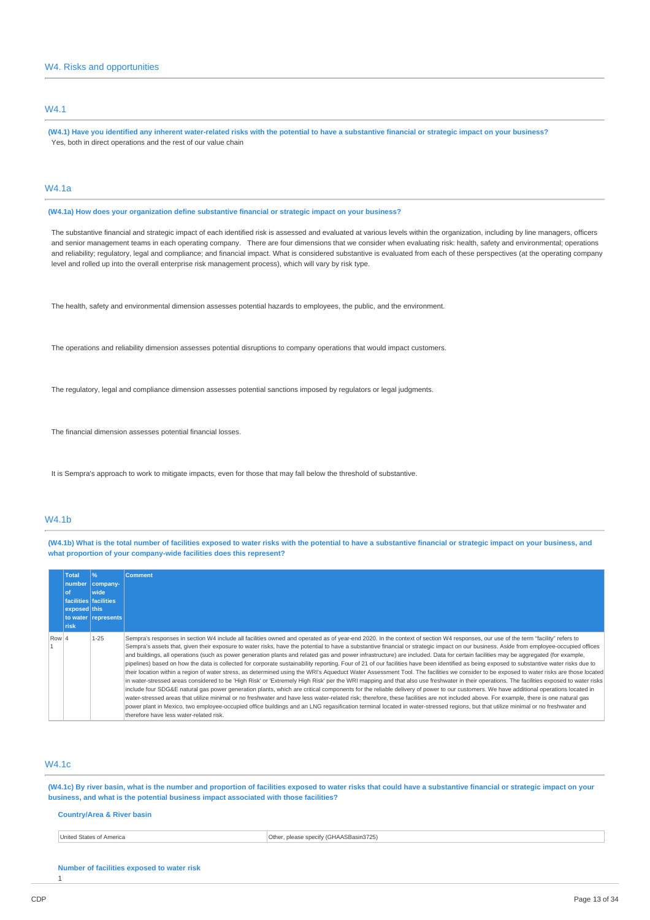## W4. Risks and opportunities

### W4.1

**(W4.1) Have you identified any inherent water-related risks with the potential to have a substantive financial or strategic impact on your business?**

Yes, both in direct operations and the rest of our value chain

### W4.1a

**(W4.1a) How does your organization define substantive financial or strategic impact on your business?**

The substantive financial and strategic impact of each identified risk is assessed and evaluated at various levels within the organization, including by line managers, officers and senior management teams in each operating company. There are four dimensions that we consider when evaluating risk: health, safety and environmental; operations and reliability; regulatory, legal and compliance; and financial impact. What is considered substantive is evaluated from each of these perspectives (at the operating company level and rolled up into the overall enterprise risk management process), which will vary by risk type.

The health, safety and environmental dimension assesses potential hazards to employees, the public, and the environment.

The operations and reliability dimension assesses potential disruptions to company operations that would impact customers.

The regulatory, legal and compliance dimension assesses potential sanctions imposed by regulators or legal judgments.

The financial dimension assesses potential financial losses.

It is Sempra's approach to work to mitigate impacts, even for those that may fall below the threshold of substantive.

### W4.1b

**(W4.1b) What is the total number of facilities exposed to water risks with the potential to have a substantive financial or strategic impact on your business, and what proportion of your company-wide facilities does this represent?**

| | Total number of facilities exposed to water risk | % company-wide facilities this represents | Comment |
|---|---|---|---|
| Row 1 | 4 | 1-25 | Sempra's responses in section W4 include all facilities owned and operated as of year-end 2020. In the context of section W4 responses, our use of the term "facility" refers to Sempra's assets that, given their exposure to water risks, have the potential to have a substantive financial or strategic impact on our business. Aside from employee-occupied offices and buildings, all operations (such as power generation plants and related gas and power infrastructure) are included. Data for certain facilities may be aggregated (for example, pipelines) based on how the data is collected for corporate sustainability reporting. Four of 21 of our facilities have been identified as being exposed to substantive water risks due to their location within a region of water stress, as determined using the WRI's Aqueduct Water Assessment Tool. The facilities we consider to be exposed to water risks are those located in water-stressed areas considered to be 'High Risk' or 'Extremely High Risk' per the WRI mapping and that also use freshwater in their operations. The facilities exposed to water risks include four SDG&E natural gas power generation plants, which are critical components for the reliable delivery of power to our customers. We have additional operations located in water-stressed areas that utilize minimal or no freshwater and have less water-related risk; therefore, these facilities are not included above. For example, there is one natural gas power plant in Mexico, two employee-occupied office buildings and an LNG regasification terminal located in water-stressed regions, but that utilize minimal or no freshwater and therefore have less water-related risk. |

### W4.1c

**(W4.1c) By river basin, what is the number and proportion of facilities exposed to water risks that could have a substantive financial or strategic impact on your business, and what is the potential business impact associated with those facilities?**

**Country/Area & River basin**

| | |
|---|---|
| United States of America | Other, please specify (GHAASBasin3725) |

**Number of facilities exposed to water risk**

1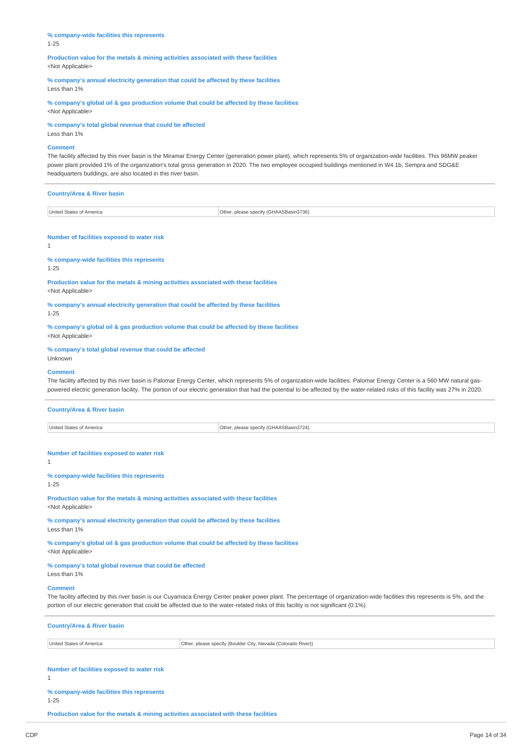**% company-wide facilities this represents**
1-25

**Production value for the metals & mining activities associated with these facilities**
<Not Applicable>

**% company's annual electricity generation that could be affected by these facilities**
Less than 1%

**% company's global oil & gas production volume that could be affected by these facilities**
<Not Applicable>

**% company's total global revenue that could be affected**
Less than 1%

**Comment**
The facility affected by this river basin is the Miramar Energy Center (generation power plant), which represents 5% of organization-wide facilities. This 96MW peaker power plant provided 1% of the organization's total gross generation in 2020. The two employee occupied buildings mentioned in W4.1b, Sempra and SDG&E headquarters buildings, are also located in this river basin.

---

**Country/Area & River basin**

| United States of America | Other, please specify (GHAASBasin3736) |
|---|---|

**Number of facilities exposed to water risk**
1

**% company-wide facilities this represents**
1-25

**Production value for the metals & mining activities associated with these facilities**
<Not Applicable>

**% company's annual electricity generation that could be affected by these facilities**
1-25

**% company's global oil & gas production volume that could be affected by these facilities**
<Not Applicable>

**% company's total global revenue that could be affected**
Unknown

**Comment**
The facility affected by this river basin is Palomar Energy Center, which represents 5% of organization-wide facilities. Palomar Energy Center is a 560 MW natural gas-powered electric generation facility. The portion of our electric generation that had the potential to be affected by the water-related risks of this facility was 27% in 2020.

---

**Country/Area & River basin**

| United States of America | Other, please specify (GHAASBasin3724) |
|---|---|

**Number of facilities exposed to water risk**
1

**% company-wide facilities this represents**
1-25

**Production value for the metals & mining activities associated with these facilities**
<Not Applicable>

**% company's annual electricity generation that could be affected by these facilities**
Less than 1%

**% company's global oil & gas production volume that could be affected by these facilities**
<Not Applicable>

**% company's total global revenue that could be affected**
Less than 1%

**Comment**
The facility affected by this river basin is our Cuyamaca Energy Center peaker power plant. The percentage of organization-wide facilities this represents is 5%, and the portion of our electric generation that could be affected due to the water-related risks of this facility is not significant (0.1%).

---

**Country/Area & River basin**

| United States of America | Other, please specify (Boulder City, Nevada (Colorado River)) |
|---|---|

**Number of facilities exposed to water risk**
1

**% company-wide facilities this represents**
1-25

**Production value for the metals & mining activities associated with these facilities**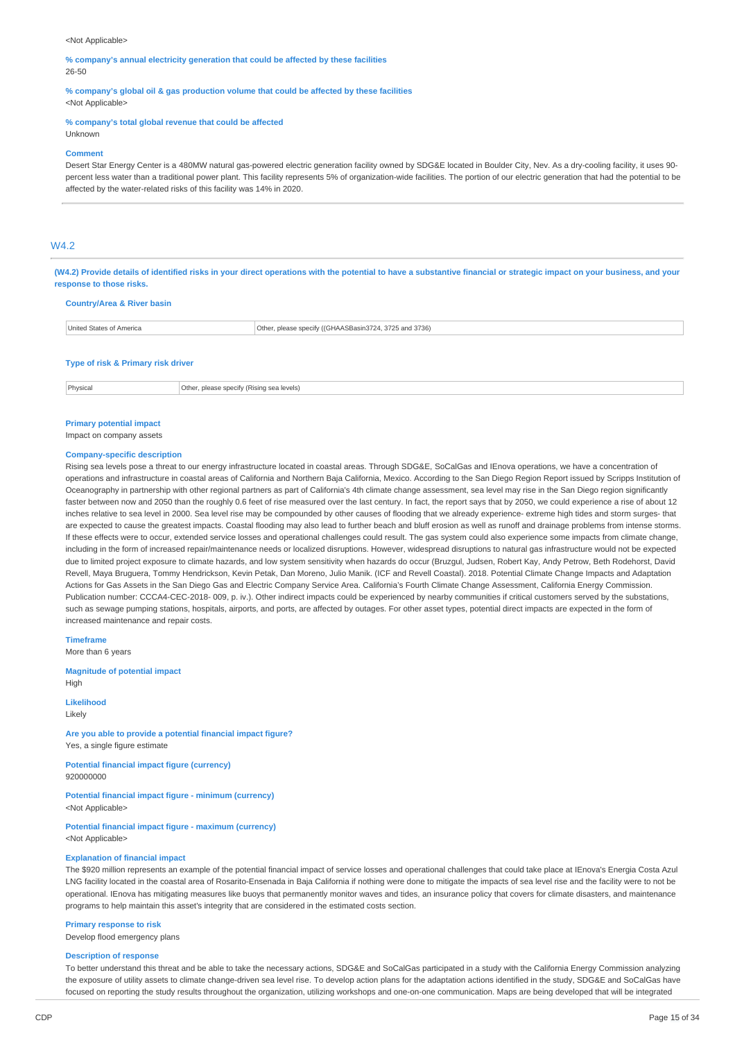<Not Applicable>

**% company's annual electricity generation that could be affected by these facilities**
26-50

**% company's global oil & gas production volume that could be affected by these facilities**
<Not Applicable>

**% company's total global revenue that could be affected**
Unknown

**Comment**
Desert Star Energy Center is a 480MW natural gas-powered electric generation facility owned by SDG&E located in Boulder City, Nev. As a dry-cooling facility, it uses 90-percent less water than a traditional power plant. This facility represents 5% of organization-wide facilities. The portion of our electric generation that had the potential to be affected by the water-related risks of this facility was 14% in 2020.

## W4.2

**(W4.2) Provide details of identified risks in your direct operations with the potential to have a substantive financial or strategic impact on your business, and your response to those risks.**

**Country/Area & River basin**

| United States of America | Other, please specify ((GHAASBasin3724, 3725 and 3736) |
|---|---|

**Type of risk & Primary risk driver**

| Physical | Other, please specify (Rising sea levels) |
|---|---|

**Primary potential impact**
Impact on company assets

**Company-specific description**
Rising sea levels pose a threat to our energy infrastructure located in coastal areas. Through SDG&E, SoCalGas and IEnova operations, we have a concentration of operations and infrastructure in coastal areas of California and Northern Baja California, Mexico. According to the San Diego Region Report issued by Scripps Institution of Oceanography in partnership with other regional partners as part of California's 4th climate change assessment, sea level may rise in the San Diego region significantly faster between now and 2050 than the roughly 0.6 feet of rise measured over the last century. In fact, the report says that by 2050, we could experience a rise of about 12 inches relative to sea level in 2000. Sea level rise may be compounded by other causes of flooding that we already experience- extreme high tides and storm surges- that are expected to cause the greatest impacts. Coastal flooding may also lead to further beach and bluff erosion as well as runoff and drainage problems from intense storms. If these effects were to occur, extended service losses and operational challenges could result. The gas system could also experience some impacts from climate change, including in the form of increased repair/maintenance needs or localized disruptions. However, widespread disruptions to natural gas infrastructure would not be expected due to limited project exposure to climate hazards, and low system sensitivity when hazards do occur (Bruzgul, Judsen, Robert Kay, Andy Petrow, Beth Rodehorst, David Revell, Maya Bruguera, Tommy Hendrickson, Kevin Petak, Dan Moreno, Julio Manik. (ICF and Revell Coastal). 2018. Potential Climate Change Impacts and Adaptation Actions for Gas Assets in the San Diego Gas and Electric Company Service Area. California's Fourth Climate Change Assessment, California Energy Commission. Publication number: CCCA4-CEC-2018- 009, p. iv.). Other indirect impacts could be experienced by nearby communities if critical customers served by the substations, such as sewage pumping stations, hospitals, airports, and ports, are affected by outages. For other asset types, potential direct impacts are expected in the form of increased maintenance and repair costs.

**Timeframe**
More than 6 years

**Magnitude of potential impact**
High

**Likelihood**
Likely

**Are you able to provide a potential financial impact figure?**
Yes, a single figure estimate

**Potential financial impact figure (currency)**
920000000

**Potential financial impact figure - minimum (currency)**
<Not Applicable>

**Potential financial impact figure - maximum (currency)**
<Not Applicable>

**Explanation of financial impact**
The $920 million represents an example of the potential financial impact of service losses and operational challenges that could take place at IEnova's Energia Costa Azul LNG facility located in the coastal area of Rosarito-Ensenada in Baja California if nothing were done to mitigate the impacts of sea level rise and the facility were to not be operational. IEnova has mitigating measures like buoys that permanently monitor waves and tides, an insurance policy that covers for climate disasters, and maintenance programs to help maintain this asset's integrity that are considered in the estimated costs section.

**Primary response to risk**
Develop flood emergency plans

**Description of response**
To better understand this threat and be able to take the necessary actions, SDG&E and SoCalGas participated in a study with the California Energy Commission analyzing the exposure of utility assets to climate change-driven sea level rise. To develop action plans for the adaptation actions identified in the study, SDG&E and SoCalGas have focused on reporting the study results throughout the organization, utilizing workshops and one-on-one communication. Maps are being developed that will be integrated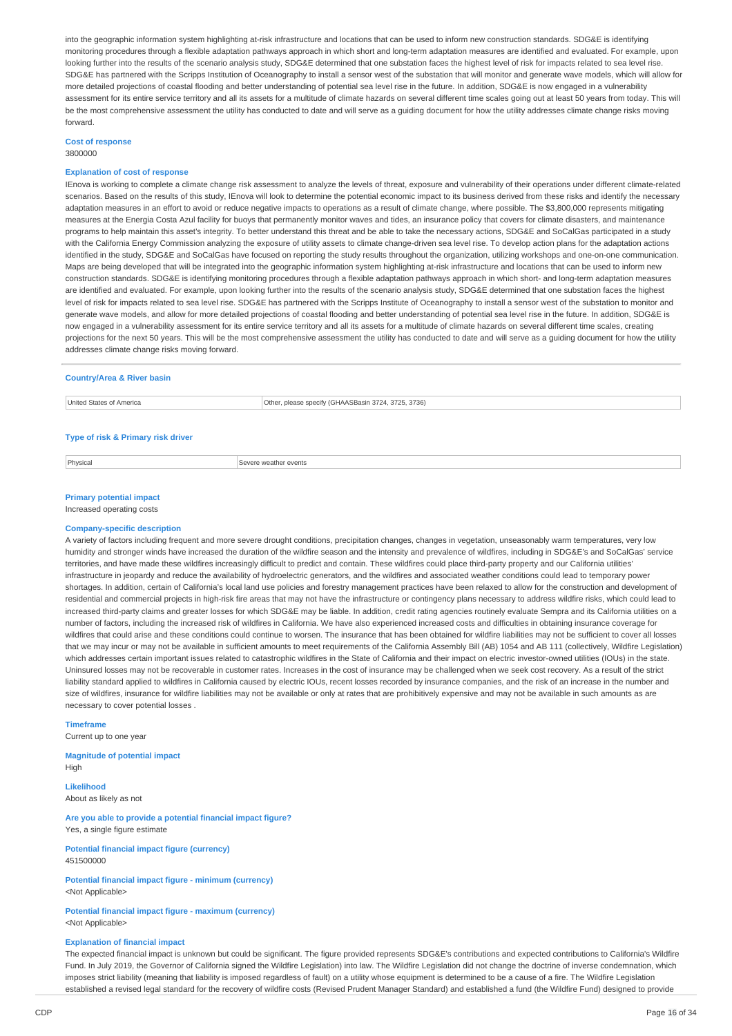into the geographic information system highlighting at-risk infrastructure and locations that can be used to inform new construction standards. SDG&E is identifying monitoring procedures through a flexible adaptation pathways approach in which short and long-term adaptation measures are identified and evaluated. For example, upon looking further into the results of the scenario analysis study, SDG&E determined that one substation faces the highest level of risk for impacts related to sea level rise. SDG&E has partnered with the Scripps Institution of Oceanography to install a sensor west of the substation that will monitor and generate wave models, which will allow for more detailed projections of coastal flooding and better understanding of potential sea level rise in the future. In addition, SDG&E is now engaged in a vulnerability assessment for its entire service territory and all its assets for a multitude of climate hazards on several different time scales going out at least 50 years from today. This will be the most comprehensive assessment the utility has conducted to date and will serve as a guiding document for how the utility addresses climate change risks moving forward.

**Cost of response**

3800000

**Explanation of cost of response**

IEnova is working to complete a climate change risk assessment to analyze the levels of threat, exposure and vulnerability of their operations under different climate-related scenarios. Based on the results of this study, IEnova will look to determine the potential economic impact to its business derived from these risks and identify the necessary adaptation measures in an effort to avoid or reduce negative impacts to operations as a result of climate change, where possible. The $3,800,000 represents mitigating measures at the Energia Costa Azul facility for buoys that permanently monitor waves and tides, an insurance policy that covers for climate disasters, and maintenance programs to help maintain this asset's integrity. To better understand this threat and be able to take the necessary actions, SDG&E and SoCalGas participated in a study with the California Energy Commission analyzing the exposure of utility assets to climate change-driven sea level rise. To develop action plans for the adaptation actions identified in the study, SDG&E and SoCalGas have focused on reporting the study results throughout the organization, utilizing workshops and one-on-one communication. Maps are being developed that will be integrated into the geographic information system highlighting at-risk infrastructure and locations that can be used to inform new construction standards. SDG&E is identifying monitoring procedures through a flexible adaptation pathways approach in which short- and long-term adaptation measures are identified and evaluated. For example, upon looking further into the results of the scenario analysis study, SDG&E determined that one substation faces the highest level of risk for impacts related to sea level rise. SDG&E has partnered with the Scripps Institute of Oceanography to install a sensor west of the substation to monitor and generate wave models, and allow for more detailed projections of coastal flooding and better understanding of potential sea level rise in the future. In addition, SDG&E is now engaged in a vulnerability assessment for its entire service territory and all its assets for a multitude of climate hazards on several different time scales, creating projections for the next 50 years. This will be the most comprehensive assessment the utility has conducted to date and will serve as a guiding document for how the utility addresses climate change risks moving forward.

---

**Country/Area & River basin**

| | |
|---|---|
| United States of America | Other, please specify (GHAASBasin 3724, 3725, 3736) |

**Type of risk & Primary risk driver**

| | |
|---|---|
| Physical | Severe weather events |

**Primary potential impact**

Increased operating costs

**Company-specific description**

A variety of factors including frequent and more severe drought conditions, precipitation changes, changes in vegetation, unseasonably warm temperatures, very low humidity and stronger winds have increased the duration of the wildfire season and the intensity and prevalence of wildfires, including in SDG&E's and SoCalGas' service territories, and have made these wildfires increasingly difficult to predict and contain. These wildfires could place third-party property and our California utilities' infrastructure in jeopardy and reduce the availability of hydroelectric generators, and the wildfires and associated weather conditions could lead to temporary power shortages. In addition, certain of California's local land use policies and forestry management practices have been relaxed to allow for the construction and development of residential and commercial projects in high-risk fire areas that may not have the infrastructure or contingency plans necessary to address wildfire risks, which could lead to increased third-party claims and greater losses for which SDG&E may be liable. In addition, credit rating agencies routinely evaluate Sempra and its California utilities on a number of factors, including the increased risk of wildfires in California. We have also experienced increased costs and difficulties in obtaining insurance coverage for wildfires that could arise and these conditions could continue to worsen. The insurance that has been obtained for wildfire liabilities may not be sufficient to cover all losses that we may incur or may not be available in sufficient amounts to meet requirements of the California Assembly Bill (AB) 1054 and AB 111 (collectively, Wildfire Legislation) which addresses certain important issues related to catastrophic wildfires in the State of California and their impact on electric investor-owned utilities (IOUs) in the state. Uninsured losses may not be recoverable in customer rates. Increases in the cost of insurance may be challenged when we seek cost recovery. As a result of the strict liability standard applied to wildfires in California caused by electric IOUs, recent losses recorded by insurance companies, and the risk of an increase in the number and size of wildfires, insurance for wildfire liabilities may not be available or only at rates that are prohibitively expensive and may not be available in such amounts as are necessary to cover potential losses .

**Timeframe**

Current up to one year

**Magnitude of potential impact**

High

**Likelihood**

About as likely as not

**Are you able to provide a potential financial impact figure?**

Yes, a single figure estimate

**Potential financial impact figure (currency)**

451500000

**Potential financial impact figure - minimum (currency)**

<Not Applicable>

**Potential financial impact figure - maximum (currency)**

<Not Applicable>

**Explanation of financial impact**

The expected financial impact is unknown but could be significant. The figure provided represents SDG&E's contributions and expected contributions to California's Wildfire Fund. In July 2019, the Governor of California signed the Wildfire Legislation) into law. The Wildfire Legislation did not change the doctrine of inverse condemnation, which imposes strict liability (meaning that liability is imposed regardless of fault) on a utility whose equipment is determined to be a cause of a fire. The Wildfire Legislation established a revised legal standard for the recovery of wildfire costs (Revised Prudent Manager Standard) and established a fund (the Wildfire Fund) designed to provide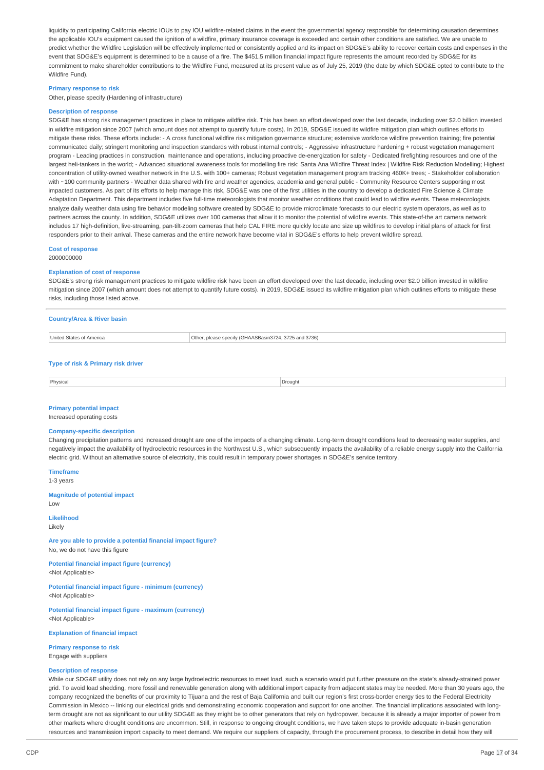liquidity to participating California electric IOUs to pay IOU wildfire-related claims in the event the governmental agency responsible for determining causation determines the applicable IOU's equipment caused the ignition of a wildfire, primary insurance coverage is exceeded and certain other conditions are satisfied. We are unable to predict whether the Wildfire Legislation will be effectively implemented or consistently applied and its impact on SDG&E's ability to recover certain costs and expenses in the event that SDG&E's equipment is determined to be a cause of a fire. The $451.5 million financial impact figure represents the amount recorded by SDG&E for its commitment to make shareholder contributions to the Wildfire Fund, measured at its present value as of July 25, 2019 (the date by which SDG&E opted to contribute to the Wildfire Fund).

**Primary response to risk**
Other, please specify (Hardening of infrastructure)

**Description of response**
SDG&E has strong risk management practices in place to mitigate wildfire risk. This has been an effort developed over the last decade, including over $2.0 billion invested in wildfire mitigation since 2007 (which amount does not attempt to quantify future costs). In 2019, SDG&E issued its wildfire mitigation plan which outlines efforts to mitigate these risks. These efforts include: - A cross functional wildfire risk mitigation governance structure; extensive workforce wildfire prevention training; fire potential communicated daily; stringent monitoring and inspection standards with robust internal controls; - Aggressive infrastructure hardening + robust vegetation management program - Leading practices in construction, maintenance and operations, including proactive de-energization for safety - Dedicated firefighting resources and one of the largest heli-tankers in the world; - Advanced situational awareness tools for modelling fire risk: Santa Ana Wildfire Threat Index | Wildfire Risk Reduction Modelling; Highest concentration of utility-owned weather network in the U.S. with 100+ cameras; Robust vegetation management program tracking 460K+ trees; - Stakeholder collaboration with ~100 community partners - Weather data shared with fire and weather agencies, academia and general public - Community Resource Centers supporting most impacted customers. As part of its efforts to help manage this risk, SDG&E was one of the first utilities in the country to develop a dedicated Fire Science & Climate Adaptation Department. This department includes five full-time meteorologists that monitor weather conditions that could lead to wildfire events. These meteorologists analyze daily weather data using fire behavior modeling software created by SDG&E to provide microclimate forecasts to our electric system operators, as well as to partners across the county. In addition, SDG&E utilizes over 100 cameras that allow it to monitor the potential of wildfire events. This state-of-the art camera network includes 17 high-definition, live-streaming, pan-tilt-zoom cameras that help CAL FIRE more quickly locate and size up wildfires to develop initial plans of attack for first responders prior to their arrival. These cameras and the entire network have become vital in SDG&E's efforts to help prevent wildfire spread.

**Cost of response**
2000000000

**Explanation of cost of response**
SDG&E's strong risk management practices to mitigate wildfire risk have been an effort developed over the last decade, including over $2.0 billion invested in wildfire mitigation since 2007 (which amount does not attempt to quantify future costs). In 2019, SDG&E issued its wildfire mitigation plan which outlines efforts to mitigate these risks, including those listed above.

---

**Country/Area & River basin**

| | |
|---|---|
| United States of America | Other, please specify (GHAASBasin3724, 3725 and 3736) |

**Type of risk & Primary risk driver**

| | |
|---|---|
| Physical | Drought |

**Primary potential impact**
Increased operating costs

**Company-specific description**
Changing precipitation patterns and increased drought are one of the impacts of a changing climate. Long-term drought conditions lead to decreasing water supplies, and negatively impact the availability of hydroelectric resources in the Northwest U.S., which subsequently impacts the availability of a reliable energy supply into the California electric grid. Without an alternative source of electricity, this could result in temporary power shortages in SDG&E's service territory.

**Timeframe**
1-3 years

**Magnitude of potential impact**
Low

**Likelihood**
Likely

**Are you able to provide a potential financial impact figure?**
No, we do not have this figure

**Potential financial impact figure (currency)**
<Not Applicable>

**Potential financial impact figure - minimum (currency)**
<Not Applicable>

**Potential financial impact figure - maximum (currency)**
<Not Applicable>

**Explanation of financial impact**

**Primary response to risk**
Engage with suppliers

**Description of response**
While our SDG&E utility does not rely on any large hydroelectric resources to meet load, such a scenario would put further pressure on the state's already-strained power grid. To avoid load shedding, more fossil and renewable generation along with additional import capacity from adjacent states may be needed. More than 30 years ago, the company recognized the benefits of our proximity to Tijuana and the rest of Baja California and built our region's first cross-border energy ties to the Federal Electricity Commission in Mexico -- linking our electrical grids and demonstrating economic cooperation and support for one another. The financial implications associated with long-term drought are not as significant to our utility SDG&E as they might be to other generators that rely on hydropower, because it is already a major importer of power from other markets where drought conditions are uncommon. Still, in response to ongoing drought conditions, we have taken steps to provide adequate in-basin generation resources and transmission import capacity to meet demand. We require our suppliers of capacity, through the procurement process, to describe in detail how they will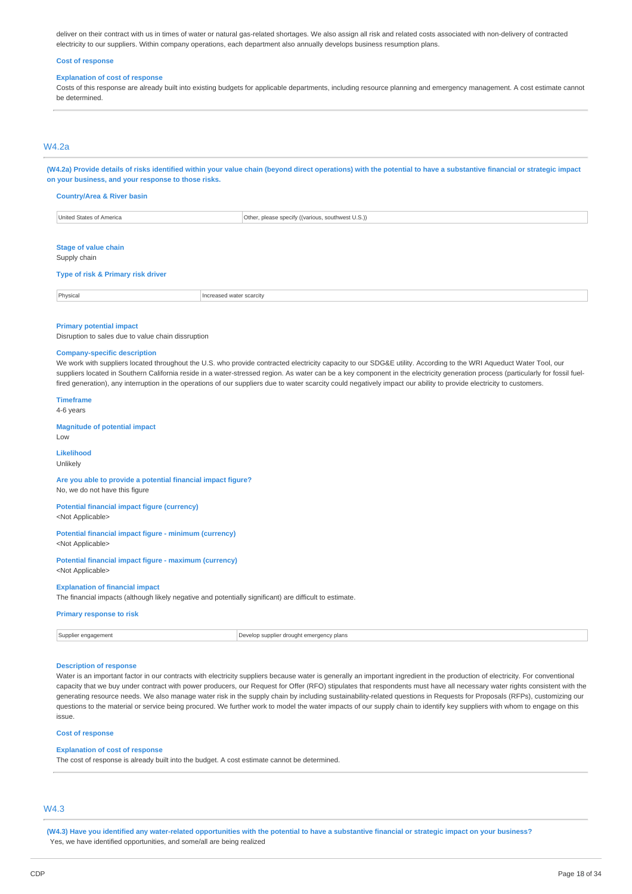deliver on their contract with us in times of water or natural gas-related shortages. We also assign all risk and related costs associated with non-delivery of contracted electricity to our suppliers. Within company operations, each department also annually develops business resumption plans.

**Cost of response**

**Explanation of cost of response**

Costs of this response are already built into existing budgets for applicable departments, including resource planning and emergency management. A cost estimate cannot be determined.

## W4.2a

**(W4.2a) Provide details of risks identified within your value chain (beyond direct operations) with the potential to have a substantive financial or strategic impact on your business, and your response to those risks.**

**Country/Area & River basin**

| United States of America | Other, please specify ((various, southwest U.S.)) |
|---|---|

**Stage of value chain**

Supply chain

**Type of risk & Primary risk driver**

| Physical | Increased water scarcity |
|---|---|

**Primary potential impact**

Disruption to sales due to value chain dissruption

**Company-specific description**

We work with suppliers located throughout the U.S. who provide contracted electricity capacity to our SDG&E utility. According to the WRI Aqueduct Water Tool, our suppliers located in Southern California reside in a water-stressed region. As water can be a key component in the electricity generation process (particularly for fossil fuel-fired generation), any interruption in the operations of our suppliers due to water scarcity could negatively impact our ability to provide electricity to customers.

**Timeframe**

4-6 years

**Magnitude of potential impact**

Low

**Likelihood**

Unlikely

**Are you able to provide a potential financial impact figure?**

No, we do not have this figure

**Potential financial impact figure (currency)**

<Not Applicable>

**Potential financial impact figure - minimum (currency)**

<Not Applicable>

**Potential financial impact figure - maximum (currency)**

<Not Applicable>

**Explanation of financial impact**

The financial impacts (although likely negative and potentially significant) are difficult to estimate.

**Primary response to risk**

| Supplier engagement | Develop supplier drought emergency plans |
|---|---|

**Description of response**

Water is an important factor in our contracts with electricity suppliers because water is generally an important ingredient in the production of electricity. For conventional capacity that we buy under contract with power producers, our Request for Offer (RFO) stipulates that respondents must have all necessary water rights consistent with the generating resource needs. We also manage water risk in the supply chain by including sustainability-related questions in Requests for Proposals (RFPs), customizing our questions to the material or service being procured. We further work to model the water impacts of our supply chain to identify key suppliers with whom to engage on this issue.

**Cost of response**

**Explanation of cost of response**

The cost of response is already built into the budget. A cost estimate cannot be determined.

## W4.3

**(W4.3) Have you identified any water-related opportunities with the potential to have a substantive financial or strategic impact on your business?**

Yes, we have identified opportunities, and some/all are being realized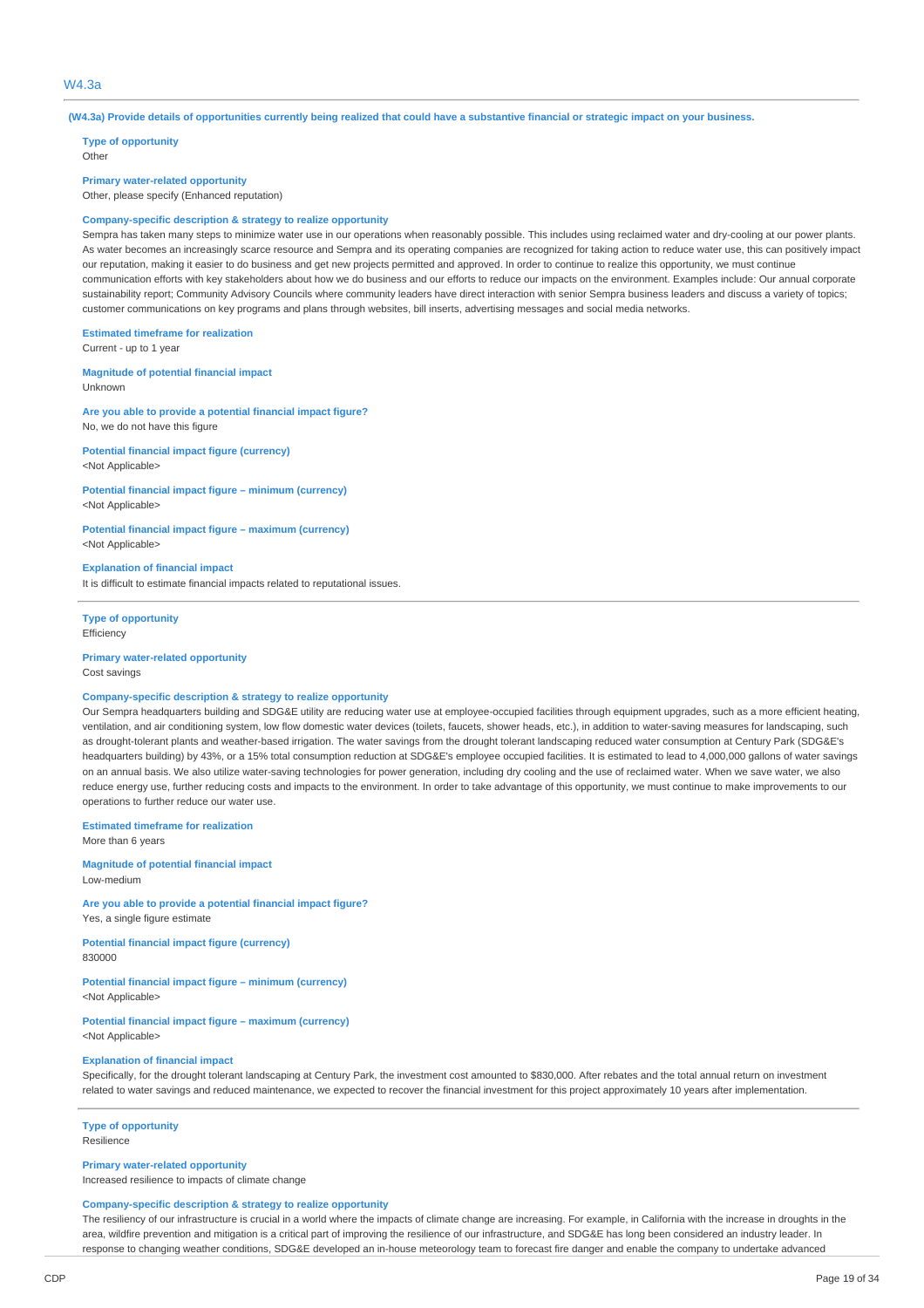## W4.3a

**(W4.3a) Provide details of opportunities currently being realized that could have a substantive financial or strategic impact on your business.**

**Type of opportunity**
Other

**Primary water-related opportunity**
Other, please specify (Enhanced reputation)

**Company-specific description & strategy to realize opportunity**
Sempra has taken many steps to minimize water use in our operations when reasonably possible. This includes using reclaimed water and dry-cooling at our power plants. As water becomes an increasingly scarce resource and Sempra and its operating companies are recognized for taking action to reduce water use, this can positively impact our reputation, making it easier to do business and get new projects permitted and approved. In order to continue to realize this opportunity, we must continue communication efforts with key stakeholders about how we do business and our efforts to reduce our impacts on the environment. Examples include: Our annual corporate sustainability report; Community Advisory Councils where community leaders have direct interaction with senior Sempra business leaders and discuss a variety of topics; customer communications on key programs and plans through websites, bill inserts, advertising messages and social media networks.

**Estimated timeframe for realization**
Current - up to 1 year

**Magnitude of potential financial impact**
Unknown

**Are you able to provide a potential financial impact figure?**
No, we do not have this figure

**Potential financial impact figure (currency)**
<Not Applicable>

**Potential financial impact figure – minimum (currency)**
<Not Applicable>

**Potential financial impact figure – maximum (currency)**
<Not Applicable>

**Explanation of financial impact**
It is difficult to estimate financial impacts related to reputational issues.

---

**Type of opportunity**
Efficiency

**Primary water-related opportunity**
Cost savings

**Company-specific description & strategy to realize opportunity**
Our Sempra headquarters building and SDG&E utility are reducing water use at employee-occupied facilities through equipment upgrades, such as a more efficient heating, ventilation, and air conditioning system, low flow domestic water devices (toilets, faucets, shower heads, etc.), in addition to water-saving measures for landscaping, such as drought-tolerant plants and weather-based irrigation. The water savings from the drought tolerant landscaping reduced water consumption at Century Park (SDG&E's headquarters building) by 43%, or a 15% total consumption reduction at SDG&E's employee occupied facilities. It is estimated to lead to 4,000,000 gallons of water savings on an annual basis. We also utilize water-saving technologies for power generation, including dry cooling and the use of reclaimed water. When we save water, we also reduce energy use, further reducing costs and impacts to the environment. In order to take advantage of this opportunity, we must continue to make improvements to our operations to further reduce our water use.

**Estimated timeframe for realization**
More than 6 years

**Magnitude of potential financial impact**
Low-medium

**Are you able to provide a potential financial impact figure?**
Yes, a single figure estimate

**Potential financial impact figure (currency)**
830000

**Potential financial impact figure – minimum (currency)**
<Not Applicable>

**Potential financial impact figure – maximum (currency)**
<Not Applicable>

**Explanation of financial impact**
Specifically, for the drought tolerant landscaping at Century Park, the investment cost amounted to $830,000. After rebates and the total annual return on investment related to water savings and reduced maintenance, we expected to recover the financial investment for this project approximately 10 years after implementation.

---

**Type of opportunity**
Resilience

**Primary water-related opportunity**
Increased resilience to impacts of climate change

**Company-specific description & strategy to realize opportunity**
The resiliency of our infrastructure is crucial in a world where the impacts of climate change are increasing. For example, in California with the increase in droughts in the area, wildfire prevention and mitigation is a critical part of improving the resilience of our infrastructure, and SDG&E has long been considered an industry leader. In response to changing weather conditions, SDG&E developed an in-house meteorology team to forecast fire danger and enable the company to undertake advanced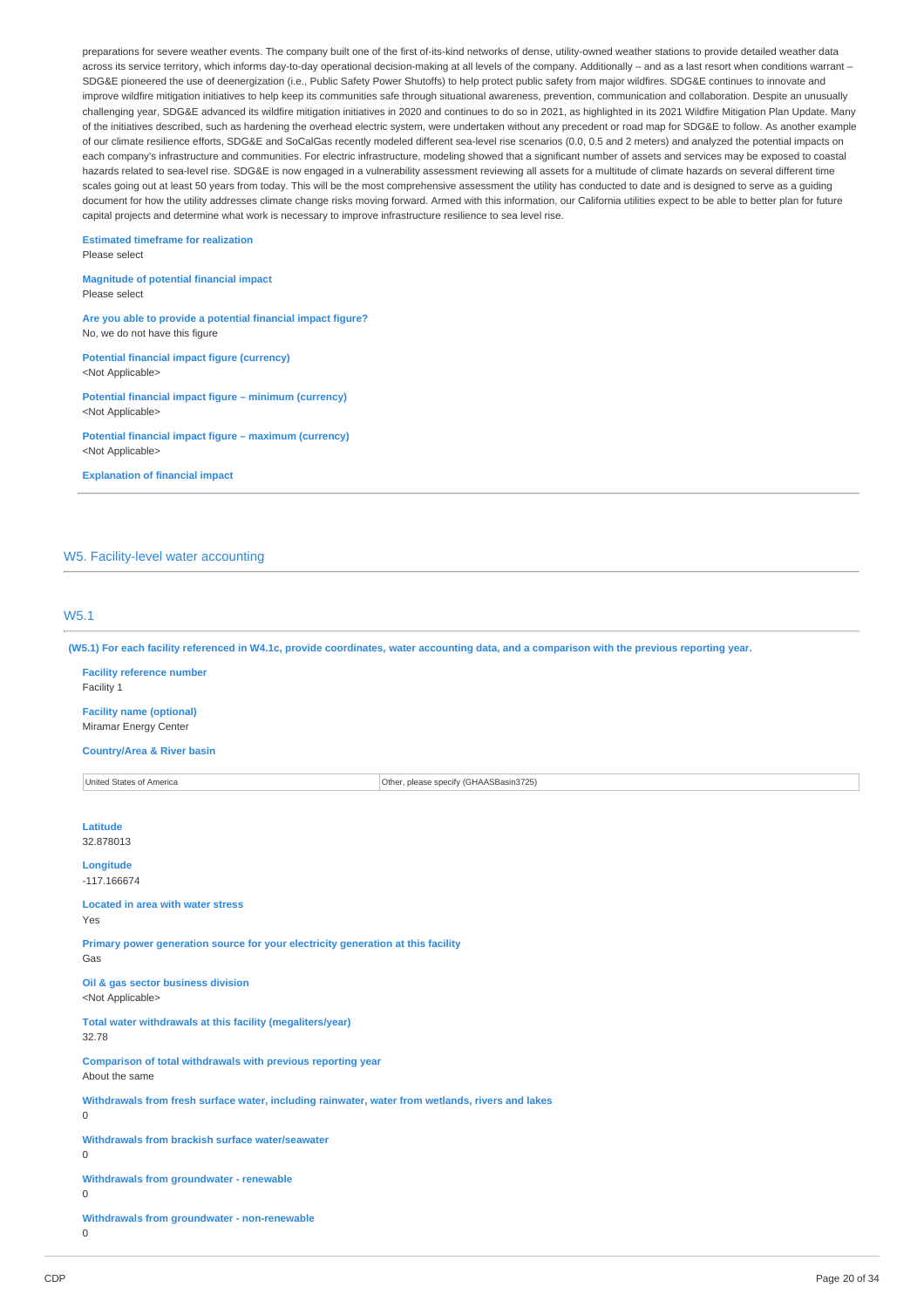preparations for severe weather events. The company built one of the first of-its-kind networks of dense, utility-owned weather stations to provide detailed weather data across its service territory, which informs day-to-day operational decision-making at all levels of the company. Additionally – and as a last resort when conditions warrant – SDG&E pioneered the use of deenergization (i.e., Public Safety Power Shutoffs) to help protect public safety from major wildfires. SDG&E continues to innovate and improve wildfire mitigation initiatives to help keep its communities safe through situational awareness, prevention, communication and collaboration. Despite an unusually challenging year, SDG&E advanced its wildfire mitigation initiatives in 2020 and continues to do so in 2021, as highlighted in its 2021 Wildfire Mitigation Plan Update. Many of the initiatives described, such as hardening the overhead electric system, were undertaken without any precedent or road map for SDG&E to follow. As another example of our climate resilience efforts, SDG&E and SoCalGas recently modeled different sea-level rise scenarios (0.0, 0.5 and 2 meters) and analyzed the potential impacts on each company's infrastructure and communities. For electric infrastructure, modeling showed that a significant number of assets and services may be exposed to coastal hazards related to sea-level rise. SDG&E is now engaged in a vulnerability assessment reviewing all assets for a multitude of climate hazards on several different time scales going out at least 50 years from today. This will be the most comprehensive assessment the utility has conducted to date and is designed to serve as a guiding document for how the utility addresses climate change risks moving forward. Armed with this information, our California utilities expect to be able to better plan for future capital projects and determine what work is necessary to improve infrastructure resilience to sea level rise.

**Estimated timeframe for realization**
Please select

**Magnitude of potential financial impact**
Please select

**Are you able to provide a potential financial impact figure?**
No, we do not have this figure

**Potential financial impact figure (currency)**
<Not Applicable>

**Potential financial impact figure – minimum (currency)**
<Not Applicable>

**Potential financial impact figure – maximum (currency)**
<Not Applicable>

**Explanation of financial impact**

## W5. Facility-level water accounting

### W5.1

**(W5.1) For each facility referenced in W4.1c, provide coordinates, water accounting data, and a comparison with the previous reporting year.**

**Facility reference number**
Facility 1

**Facility name (optional)**
Miramar Energy Center

**Country/Area & River basin**

| | |
|---|---|
| United States of America | Other, please specify (GHAASBasin3725) |

**Latitude**
32.878013

**Longitude**
-117.166674

**Located in area with water stress**
Yes

**Primary power generation source for your electricity generation at this facility**
Gas

**Oil & gas sector business division**
<Not Applicable>

**Total water withdrawals at this facility (megaliters/year)**
32.78

**Comparison of total withdrawals with previous reporting year**
About the same

**Withdrawals from fresh surface water, including rainwater, water from wetlands, rivers and lakes**
0

**Withdrawals from brackish surface water/seawater**
0

**Withdrawals from groundwater - renewable**
0

**Withdrawals from groundwater - non-renewable**
0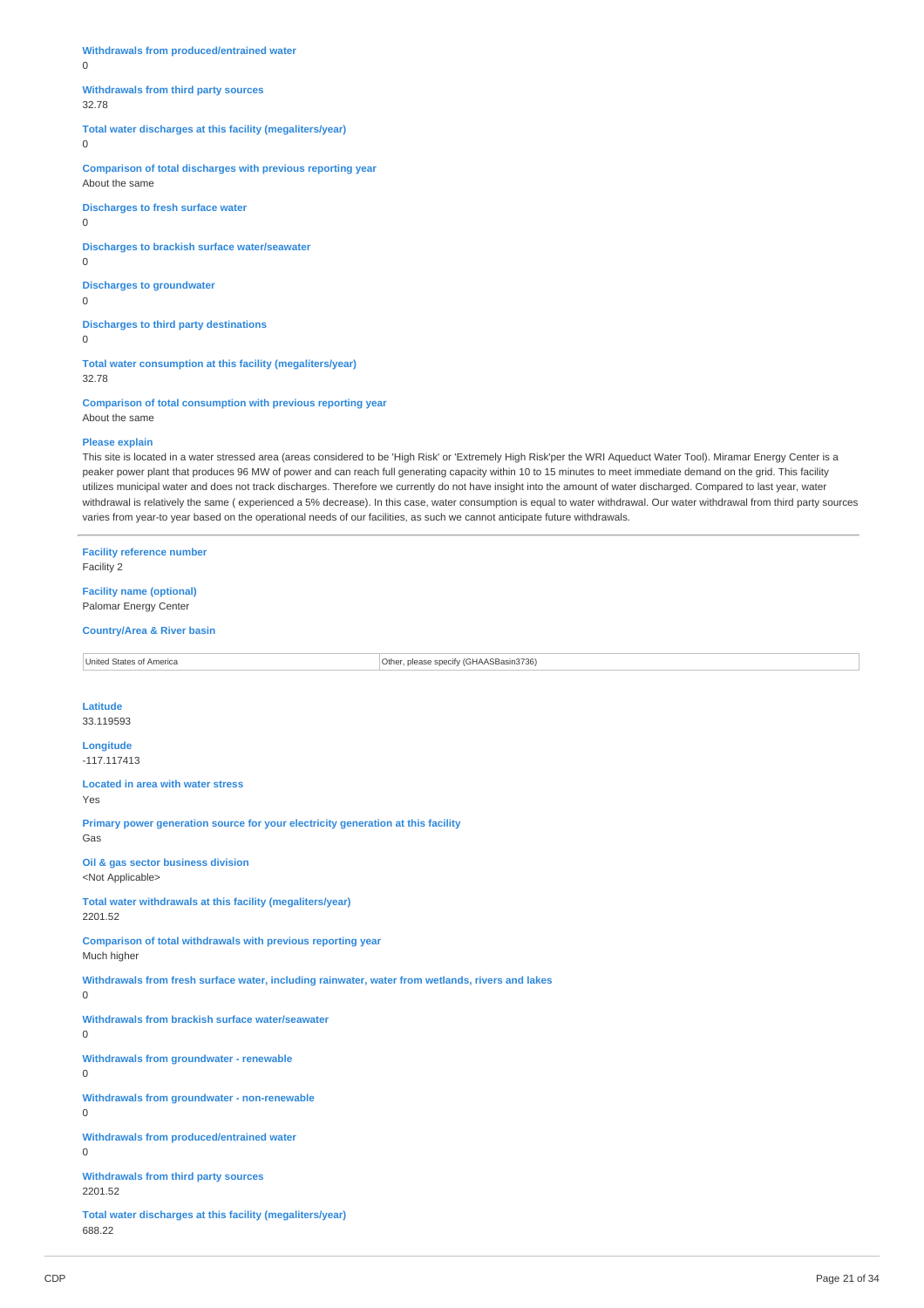**Withdrawals from produced/entrained water**
0

**Withdrawals from third party sources**
32.78

**Total water discharges at this facility (megaliters/year)**
0

**Comparison of total discharges with previous reporting year**
About the same

**Discharges to fresh surface water**
0

**Discharges to brackish surface water/seawater**
0

**Discharges to groundwater**
0

**Discharges to third party destinations**
0

**Total water consumption at this facility (megaliters/year)**
32.78

**Comparison of total consumption with previous reporting year**
About the same

**Please explain**
This site is located in a water stressed area (areas considered to be 'High Risk' or 'Extremely High Risk'per the WRI Aqueduct Water Tool). Miramar Energy Center is a peaker power plant that produces 96 MW of power and can reach full generating capacity within 10 to 15 minutes to meet immediate demand on the grid. This facility utilizes municipal water and does not track discharges. Therefore we currently do not have insight into the amount of water discharged. Compared to last year, water withdrawal is relatively the same ( experienced a 5% decrease). In this case, water consumption is equal to water withdrawal. Our water withdrawal from third party sources varies from year-to year based on the operational needs of our facilities, as such we cannot anticipate future withdrawals.

---

**Facility reference number**
Facility 2

**Facility name (optional)**
Palomar Energy Center

**Country/Area & River basin**

| United States of America | Other, please specify (GHAASBasin3736) |
|---|---|

**Latitude**
33.119593

**Longitude**
-117.117413

**Located in area with water stress**
Yes

**Primary power generation source for your electricity generation at this facility**
Gas

**Oil & gas sector business division**
<Not Applicable>

**Total water withdrawals at this facility (megaliters/year)**
2201.52

**Comparison of total withdrawals with previous reporting year**
Much higher

**Withdrawals from fresh surface water, including rainwater, water from wetlands, rivers and lakes**
0

**Withdrawals from brackish surface water/seawater**
0

**Withdrawals from groundwater - renewable**
0

**Withdrawals from groundwater - non-renewable**
0

**Withdrawals from produced/entrained water**
0

**Withdrawals from third party sources**
2201.52

**Total water discharges at this facility (megaliters/year)**
688.22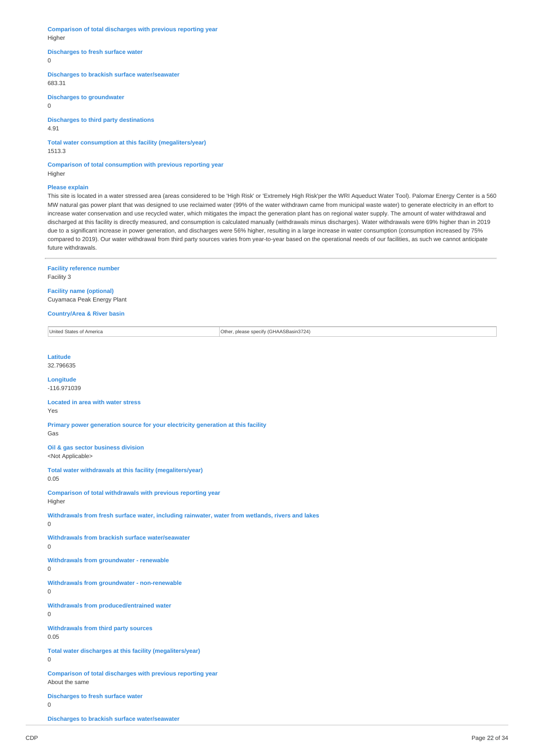**Comparison of total discharges with previous reporting year**
Higher

**Discharges to fresh surface water**
0

**Discharges to brackish surface water/seawater**
683.31

**Discharges to groundwater**
0

**Discharges to third party destinations**
4.91

**Total water consumption at this facility (megaliters/year)**
1513.3

**Comparison of total consumption with previous reporting year**
Higher

**Please explain**
This site is located in a water stressed area (areas considered to be 'High Risk' or 'Extremely High Risk'per the WRI Aqueduct Water Tool). Palomar Energy Center is a 560 MW natural gas power plant that was designed to use reclaimed water (99% of the water withdrawn came from municipal waste water) to generate electricity in an effort to increase water conservation and use recycled water, which mitigates the impact the generation plant has on regional water supply. The amount of water withdrawal and discharged at this facility is directly measured, and consumption is calculated manually (withdrawals minus discharges). Water withdrawals were 69% higher than in 2019 due to a significant increase in power generation, and discharges were 56% higher, resulting in a large increase in water consumption (consumption increased by 75% compared to 2019). Our water withdrawal from third party sources varies from year-to-year based on the operational needs of our facilities, as such we cannot anticipate future withdrawals.

---

**Facility reference number**
Facility 3

**Facility name (optional)**
Cuyamaca Peak Energy Plant

**Country/Area & River basin**

| United States of America | Other, please specify (GHAASBasin3724) |
|---|---|

**Latitude**
32.796635

**Longitude**
-116.971039

**Located in area with water stress**
Yes

**Primary power generation source for your electricity generation at this facility**
Gas

**Oil & gas sector business division**
<Not Applicable>

**Total water withdrawals at this facility (megaliters/year)**
0.05

**Comparison of total withdrawals with previous reporting year**
Higher

**Withdrawals from fresh surface water, including rainwater, water from wetlands, rivers and lakes**
0

**Withdrawals from brackish surface water/seawater**
0

**Withdrawals from groundwater - renewable**
0

**Withdrawals from groundwater - non-renewable**
0

**Withdrawals from produced/entrained water**
0

**Withdrawals from third party sources**
0.05

**Total water discharges at this facility (megaliters/year)**
0

**Comparison of total discharges with previous reporting year**
About the same

**Discharges to fresh surface water**
0

**Discharges to brackish surface water/seawater**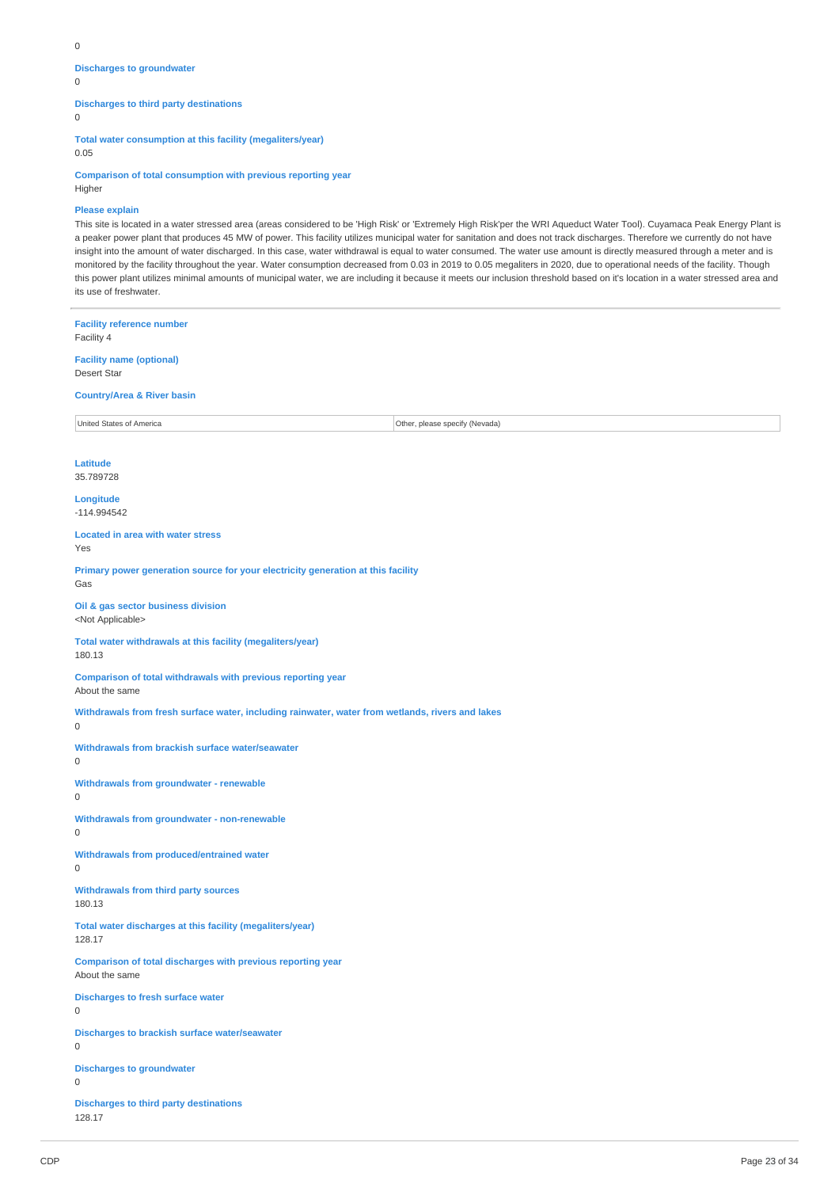0

**Discharges to groundwater**
0

**Discharges to third party destinations**
0

**Total water consumption at this facility (megaliters/year)**
0.05

**Comparison of total consumption with previous reporting year**
Higher

**Please explain**
This site is located in a water stressed area (areas considered to be 'High Risk' or 'Extremely High Risk'per the WRI Aqueduct Water Tool). Cuyamaca Peak Energy Plant is a peaker power plant that produces 45 MW of power. This facility utilizes municipal water for sanitation and does not track discharges. Therefore we currently do not have insight into the amount of water discharged. In this case, water withdrawal is equal to water consumed. The water use amount is directly measured through a meter and is monitored by the facility throughout the year. Water consumption decreased from 0.03 in 2019 to 0.05 megaliters in 2020, due to operational needs of the facility. Though this power plant utilizes minimal amounts of municipal water, we are including it because it meets our inclusion threshold based on it's location in a water stressed area and its use of freshwater.

---

**Facility reference number**
Facility 4

**Facility name (optional)**
Desert Star

**Country/Area & River basin**

| United States of America | Other, please specify (Nevada) |
|---|---|

**Latitude**
35.789728

**Longitude**
-114.994542

**Located in area with water stress**
Yes

**Primary power generation source for your electricity generation at this facility**
Gas

**Oil & gas sector business division**
<Not Applicable>

**Total water withdrawals at this facility (megaliters/year)**
180.13

**Comparison of total withdrawals with previous reporting year**
About the same

**Withdrawals from fresh surface water, including rainwater, water from wetlands, rivers and lakes**
0

**Withdrawals from brackish surface water/seawater**
0

**Withdrawals from groundwater - renewable**
0

**Withdrawals from groundwater - non-renewable**
0

**Withdrawals from produced/entrained water**
0

**Withdrawals from third party sources**
180.13

**Total water discharges at this facility (megaliters/year)**
128.17

**Comparison of total discharges with previous reporting year**
About the same

**Discharges to fresh surface water**
0

**Discharges to brackish surface water/seawater**
0

**Discharges to groundwater**
0

**Discharges to third party destinations**
128.17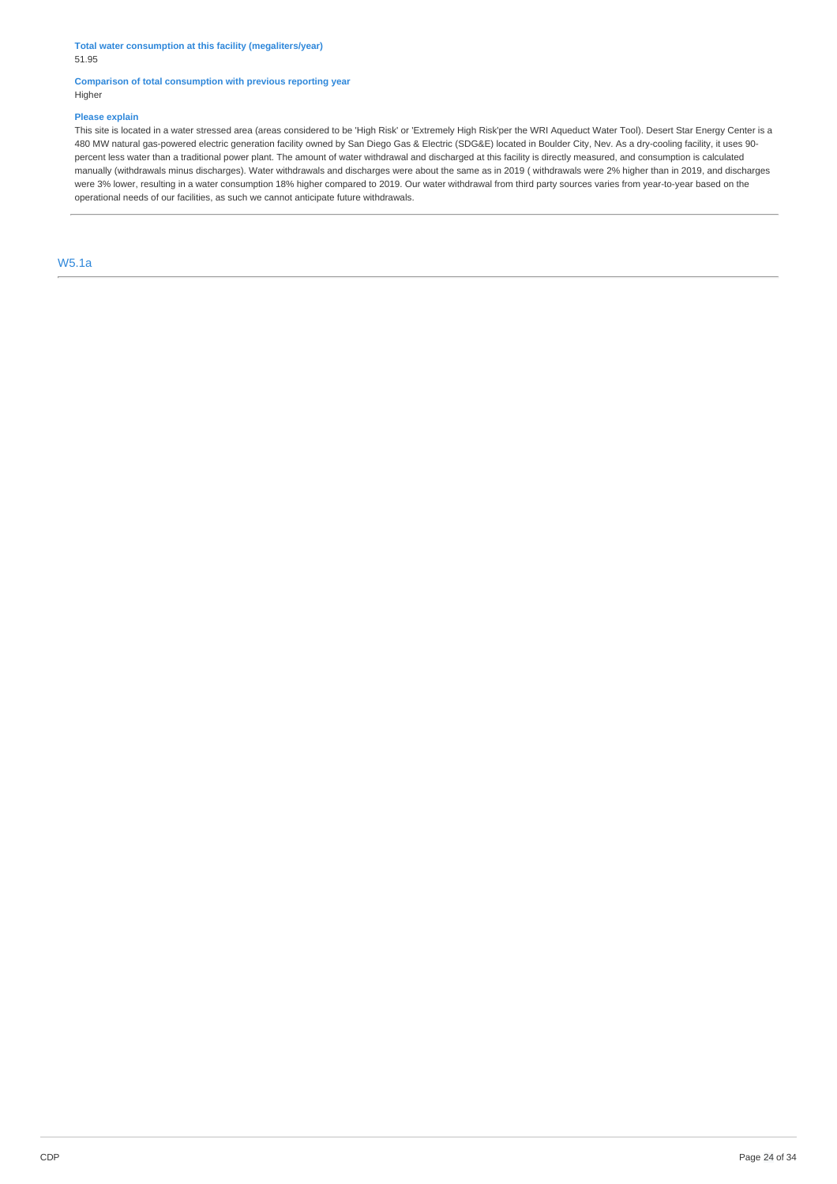**Total water consumption at this facility (megaliters/year)**
51.95

**Comparison of total consumption with previous reporting year**
Higher

**Please explain**
This site is located in a water stressed area (areas considered to be 'High Risk' or 'Extremely High Risk'per the WRI Aqueduct Water Tool). Desert Star Energy Center is a 480 MW natural gas-powered electric generation facility owned by San Diego Gas & Electric (SDG&E) located in Boulder City, Nev. As a dry-cooling facility, it uses 90-percent less water than a traditional power plant. The amount of water withdrawal and discharged at this facility is directly measured, and consumption is calculated manually (withdrawals minus discharges). Water withdrawals and discharges were about the same as in 2019 ( withdrawals were 2% higher than in 2019, and discharges were 3% lower, resulting in a water consumption 18% higher compared to 2019. Our water withdrawal from third party sources varies from year-to-year based on the operational needs of our facilities, as such we cannot anticipate future withdrawals.

## W5.1a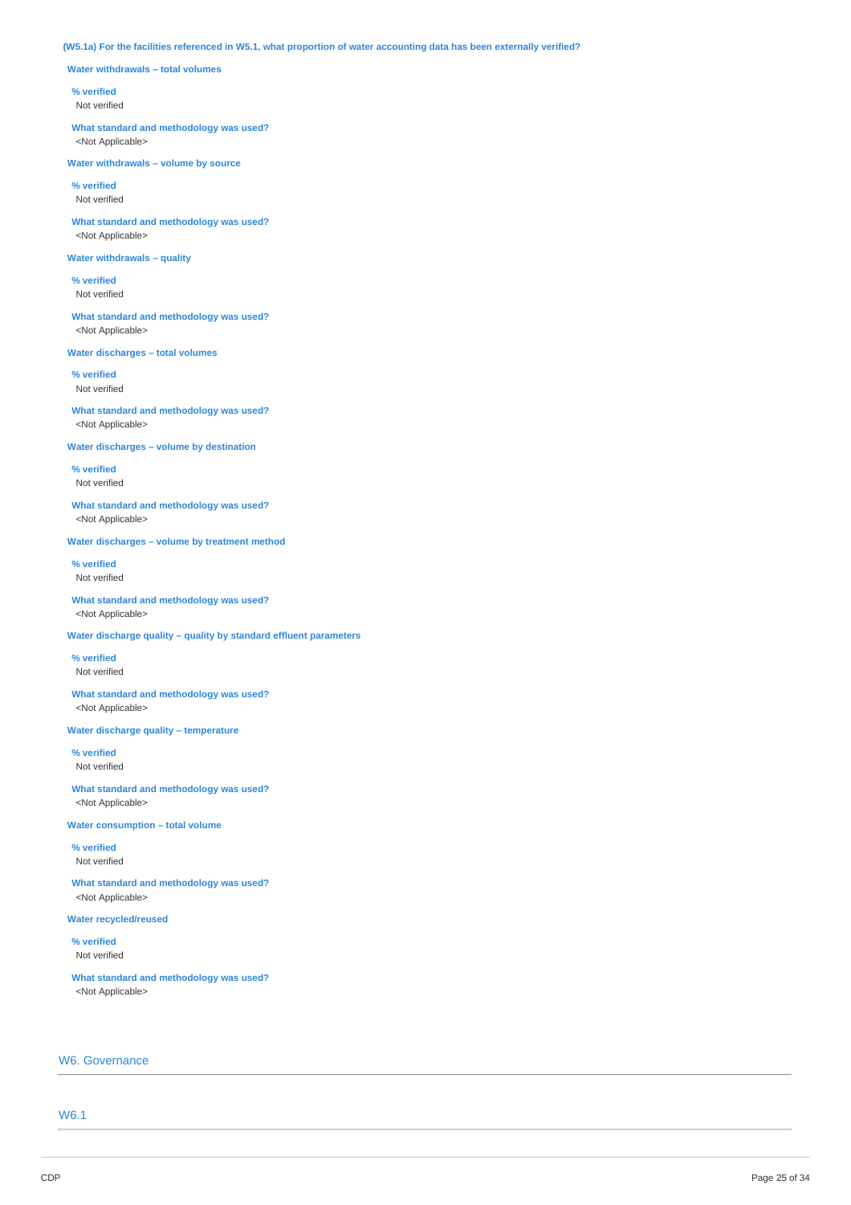**(W5.1a) For the facilities referenced in W5.1, what proportion of water accounting data has been externally verified?**

**Water withdrawals – total volumes**

**% verified**
Not verified

**What standard and methodology was used?**
<Not Applicable>

**Water withdrawals – volume by source**

**% verified**
Not verified

**What standard and methodology was used?**
<Not Applicable>

**Water withdrawals – quality**

**% verified**
Not verified

**What standard and methodology was used?**
<Not Applicable>

**Water discharges – total volumes**

**% verified**
Not verified

**What standard and methodology was used?**
<Not Applicable>

**Water discharges – volume by destination**

**% verified**
Not verified

**What standard and methodology was used?**
<Not Applicable>

**Water discharges – volume by treatment method**

**% verified**
Not verified

**What standard and methodology was used?**
<Not Applicable>

**Water discharge quality – quality by standard effluent parameters**

**% verified**
Not verified

**What standard and methodology was used?**
<Not Applicable>

**Water discharge quality – temperature**

**% verified**
Not verified

**What standard and methodology was used?**
<Not Applicable>

**Water consumption – total volume**

**% verified**
Not verified

**What standard and methodology was used?**
<Not Applicable>

**Water recycled/reused**

**% verified**
Not verified

**What standard and methodology was used?**
<Not Applicable>

## W6. Governance

### W6.1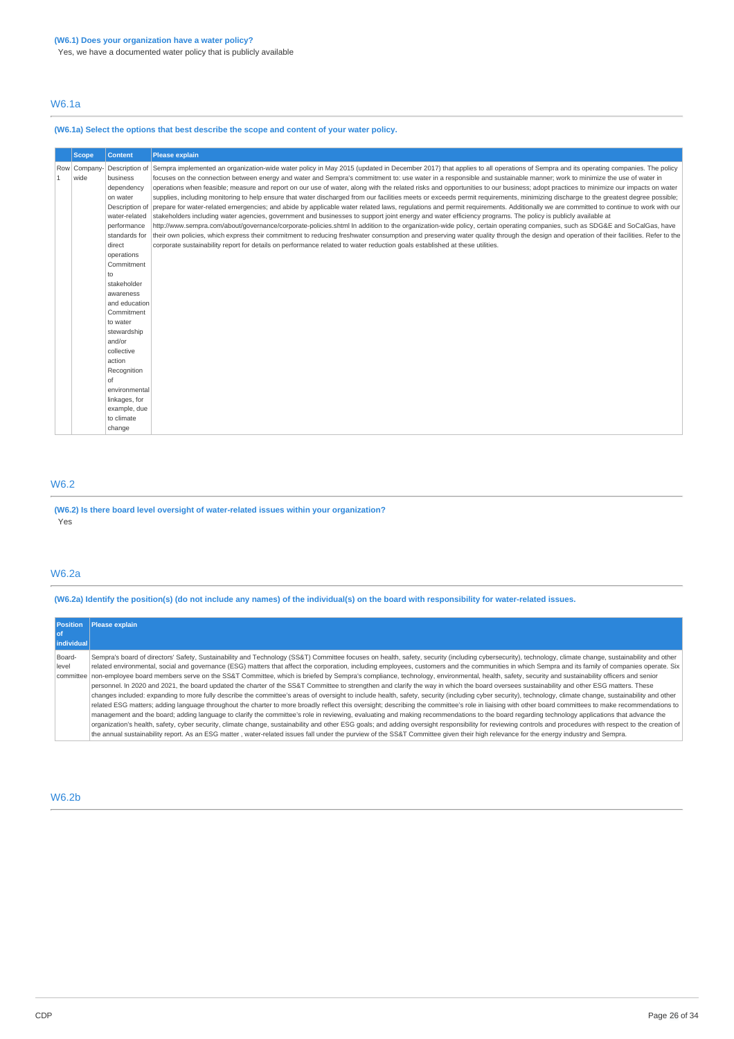**(W6.1) Does your organization have a water policy?**

Yes, we have a documented water policy that is publicly available

## W6.1a

**(W6.1a) Select the options that best describe the scope and content of your water policy.**

| | Scope | Content | Please explain |
|---|---|---|---|
| Row 1 | Company-wide | Description of business dependency on water<br>Description of water-related performance standards for direct operations<br>Commitment to stakeholder awareness and education<br>Commitment to water stewardship and/or collective action<br>Recognition of environmental linkages, for example, due to climate change | Sempra implemented an organization-wide water policy in May 2015 (updated in December 2017) that applies to all operations of Sempra and its operating companies. The policy focuses on the connection between energy and water and Sempra's commitment to: use water in a responsible and sustainable manner; work to minimize the use of water in operations when feasible; measure and report on our use of water, along with the related risks and opportunities to our business; adopt practices to minimize our impacts on water supplies, including monitoring to help ensure that water discharged from our facilities meets or exceeds permit requirements, minimizing discharge to the greatest degree possible; prepare for water-related emergencies; and abide by applicable water related laws, regulations and permit requirements. Additionally we are committed to continue to work with our stakeholders including water agencies, government and businesses to support joint energy and water efficiency programs. The policy is publicly available at http://www.sempra.com/about/governance/corporate-policies.shtml In addition to the organization-wide policy, certain operating companies, such as SDG&E and SoCalGas, have their own policies, which express their commitment to reducing freshwater consumption and preserving water quality through the design and operation of their facilities. Refer to the corporate sustainability report for details on performance related to water reduction goals established at these utilities. |

## W6.2

**(W6.2) Is there board level oversight of water-related issues within your organization?**

Yes

## W6.2a

**(W6.2a) Identify the position(s) (do not include any names) of the individual(s) on the board with responsibility for water-related issues.**

| Position of individual | Please explain |
|---|---|
| Board-level committee | Sempra's board of directors' Safety, Sustainability and Technology (SS&T) Committee focuses on health, safety, security (including cybersecurity), technology, climate change, sustainability and other related environmental, social and governance (ESG) matters that affect the corporation, including employees, customers and the communities in which Sempra and its family of companies operate. Six non-employee board members serve on the SS&T Committee, which is briefed by Sempra's compliance, technology, environmental, health, safety, security and sustainability officers and senior personnel. In 2020 and 2021, the board updated the charter of the SS&T Committee to strengthen and clarify the way in which the board oversees sustainability and other ESG matters. These changes included: expanding to more fully describe the committee's areas of oversight to include health, safety, security (including cyber security), technology, climate change, sustainability and other related ESG matters; adding language throughout the charter to more broadly reflect this oversight; describing the committee's role in liaising with other board committees to make recommendations to management and the board; adding language to clarify the committee's role in reviewing, evaluating and making recommendations to the board regarding technology applications that advance the organization's health, safety, cyber security, climate change, sustainability and other ESG goals; and adding oversight responsibility for reviewing controls and procedures with respect to the creation of the annual sustainability report. As an ESG matter , water-related issues fall under the purview of the SS&T Committee given their high relevance for the energy industry and Sempra. |

## W6.2b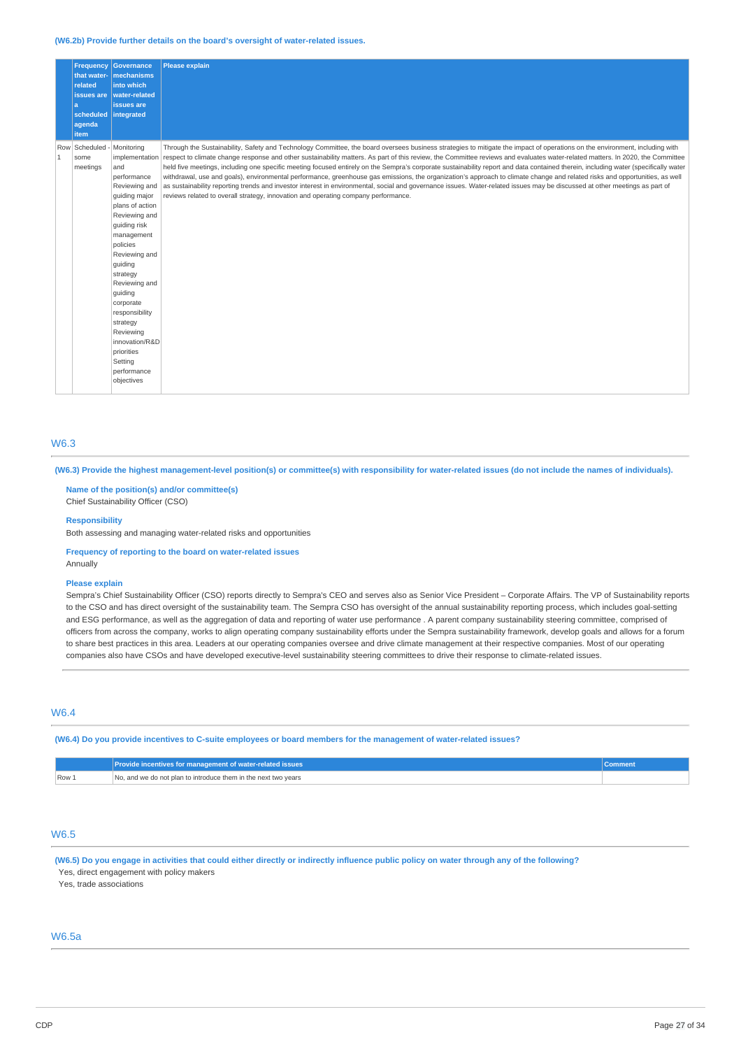(W6.2b) Provide further details on the board's oversight of water-related issues.

| | Frequency that water-related issues are a scheduled agenda item | Governance mechanisms into which water-related issues are integrated | Please explain |
|---|---|---|---|
| Row 1 | Scheduled - some meetings | Monitoring implementation and performance<br>Reviewing and guiding major plans of action<br>Reviewing and guiding risk management policies<br>Reviewing and guiding strategy<br>Reviewing and guiding corporate responsibility strategy<br>Reviewing innovation/R&D priorities<br>Setting performance objectives | Through the Sustainability, Safety and Technology Committee, the board oversees business strategies to mitigate the impact of operations on the environment, including with respect to climate change response and other sustainability matters. As part of this review, the Committee reviews and evaluates water-related matters. In 2020, the Committee held five meetings, including one specific meeting focused entirely on the Sempra's corporate sustainability report and data contained therein, including water (specifically water withdrawal, use and goals), environmental performance, greenhouse gas emissions, the organization's approach to climate change and related risks and opportunities, as well as sustainability reporting trends and investor interest in environmental, social and governance issues. Water-related issues may be discussed at other meetings as part of reviews related to overall strategy, innovation and operating company performance. |

## W6.3

**(W6.3) Provide the highest management-level position(s) or committee(s) with responsibility for water-related issues (do not include the names of individuals).**

**Name of the position(s) and/or committee(s)**
Chief Sustainability Officer (CSO)

**Responsibility**
Both assessing and managing water-related risks and opportunities

**Frequency of reporting to the board on water-related issues**
Annually

**Please explain**
Sempra's Chief Sustainability Officer (CSO) reports directly to Sempra's CEO and serves also as Senior Vice President – Corporate Affairs. The VP of Sustainability reports to the CSO and has direct oversight of the sustainability team. The Sempra CSO has oversight of the annual sustainability reporting process, which includes goal-setting and ESG performance, as well as the aggregation of data and reporting of water use performance . A parent company sustainability steering committee, comprised of officers from across the company, works to align operating company sustainability efforts under the Sempra sustainability framework, develop goals and allows for a forum to share best practices in this area. Leaders at our operating companies oversee and drive climate management at their respective companies. Most of our operating companies also have CSOs and have developed executive-level sustainability steering committees to drive their response to climate-related issues.

## W6.4

**(W6.4) Do you provide incentives to C-suite employees or board members for the management of water-related issues?**

| | Provide incentives for management of water-related issues | Comment |
|---|---|---|
| Row 1 | No, and we do not plan to introduce them in the next two years | |

## W6.5

**(W6.5) Do you engage in activities that could either directly or indirectly influence public policy on water through any of the following?**

Yes, direct engagement with policy makers
Yes, trade associations

## W6.5a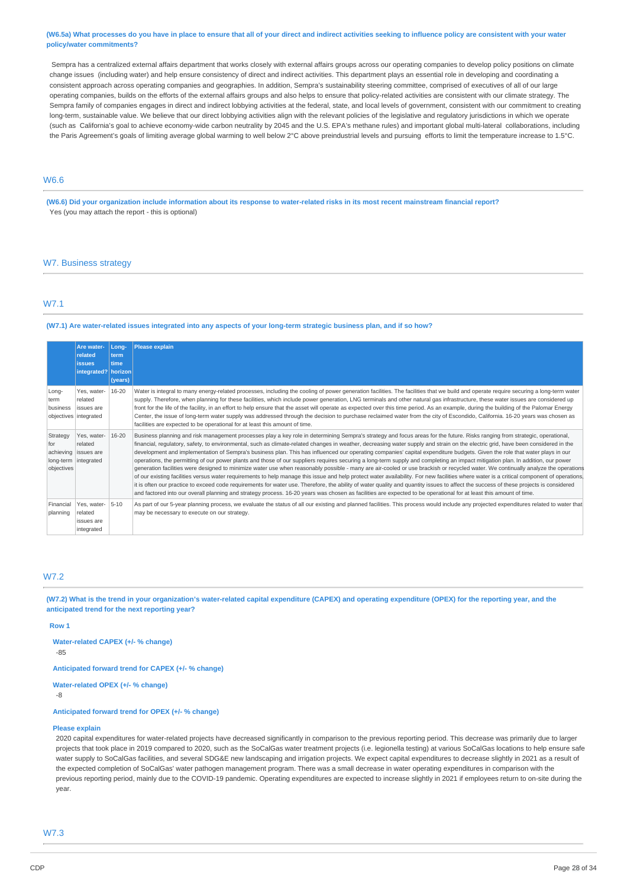**(W6.5a) What processes do you have in place to ensure that all of your direct and indirect activities seeking to influence policy are consistent with your water policy/water commitments?**

Sempra has a centralized external affairs department that works closely with external affairs groups across our operating companies to develop policy positions on climate change issues (including water) and help ensure consistency of direct and indirect activities. This department plays an essential role in developing and coordinating a consistent approach across operating companies and geographies. In addition, Sempra's sustainability steering committee, comprised of executives of all of our large operating companies, builds on the efforts of the external affairs groups and also helps to ensure that policy-related activities are consistent with our climate strategy. The Sempra family of companies engages in direct and indirect lobbying activities at the federal, state, and local levels of government, consistent with our commitment to creating long-term, sustainable value. We believe that our direct lobbying activities align with the relevant policies of the legislative and regulatory jurisdictions in which we operate (such as California's goal to achieve economy-wide carbon neutrality by 2045 and the U.S. EPA's methane rules) and important global multi-lateral collaborations, including the Paris Agreement's goals of limiting average global warming to well below 2°C above preindustrial levels and pursuing efforts to limit the temperature increase to 1.5°C.

## W6.6

**(W6.6) Did your organization include information about its response to water-related risks in its most recent mainstream financial report?**

Yes (you may attach the report - this is optional)

# W7. Business strategy

## W7.1

**(W7.1) Are water-related issues integrated into any aspects of your long-term strategic business plan, and if so how?**

| | Are water-related issues integrated? | Long-term time horizon (years) | Please explain |
|---|---|---|---|
| Long-term business objectives | Yes, water-related issues are integrated | 16-20 | Water is integral to many energy-related processes, including the cooling of power generation facilities. The facilities that we build and operate require securing a long-term water supply. Therefore, when planning for these facilities, which include power generation, LNG terminals and other natural gas infrastructure, these water issues are considered up front for the life of the facility, in an effort to help ensure that the asset will operate as expected over this time period. As an example, during the building of the Palomar Energy Center, the issue of long-term water supply was addressed through the decision to purchase reclaimed water from the city of Escondido, California. 16-20 years was chosen as facilities are expected to be operational for at least this amount of time. |
| Strategy for achieving long-term objectives | Yes, water-related issues are integrated | 16-20 | Business planning and risk management processes play a key role in determining Sempra's strategy and focus areas for the future. Risks ranging from strategic, operational, financial, regulatory, safety, to environmental, such as climate-related changes in weather, decreasing water supply and strain on the electric grid, have been considered in the development and implementation of Sempra's business plan. This has influenced our operating companies' capital expenditure budgets. Given the role that water plays in our operations, the permitting of our power plants and those of our suppliers requires securing a long-term supply and completing an impact mitigation plan. In addition, our power generation facilities were designed to minimize water use when reasonably possible - many are air-cooled or use brackish or recycled water. We continually analyze the operations of our existing facilities versus water requirements to help manage this issue and help protect water availability. For new facilities where water is a critical component of operations, it is often our practice to exceed code requirements for water use. Therefore, the ability of water quality and quantity issues to affect the success of these projects is considered and factored into our overall planning and strategy process. 16-20 years was chosen as facilities are expected to be operational for at least this amount of time. |
| Financial planning | Yes, water-related issues are integrated | 5-10 | As part of our 5-year planning process, we evaluate the status of all our existing and planned facilities. This process would include any projected expenditures related to water that may be necessary to execute on our strategy. |

## W7.2

**(W7.2) What is the trend in your organization's water-related capital expenditure (CAPEX) and operating expenditure (OPEX) for the reporting year, and the anticipated trend for the next reporting year?**

**Row 1**

**Water-related CAPEX (+/- % change)**

-85

**Anticipated forward trend for CAPEX (+/- % change)**

**Water-related OPEX (+/- % change)**

-8

**Anticipated forward trend for OPEX (+/- % change)**

**Please explain**

2020 capital expenditures for water-related projects have decreased significantly in comparison to the previous reporting period. This decrease was primarily due to larger projects that took place in 2019 compared to 2020, such as the SoCalGas water treatment projects (i.e. legionella testing) at various SoCalGas locations to help ensure safe water supply to SoCalGas facilities, and several SDG&E new landscaping and irrigation projects. We expect capital expenditures to decrease slightly in 2021 as a result of the expected completion of SoCalGas' water pathogen management program. There was a small decrease in water operating expenditures in comparison with the previous reporting period, mainly due to the COVID-19 pandemic. Operating expenditures are expected to increase slightly in 2021 if employees return to on-site during the year.

## W7.3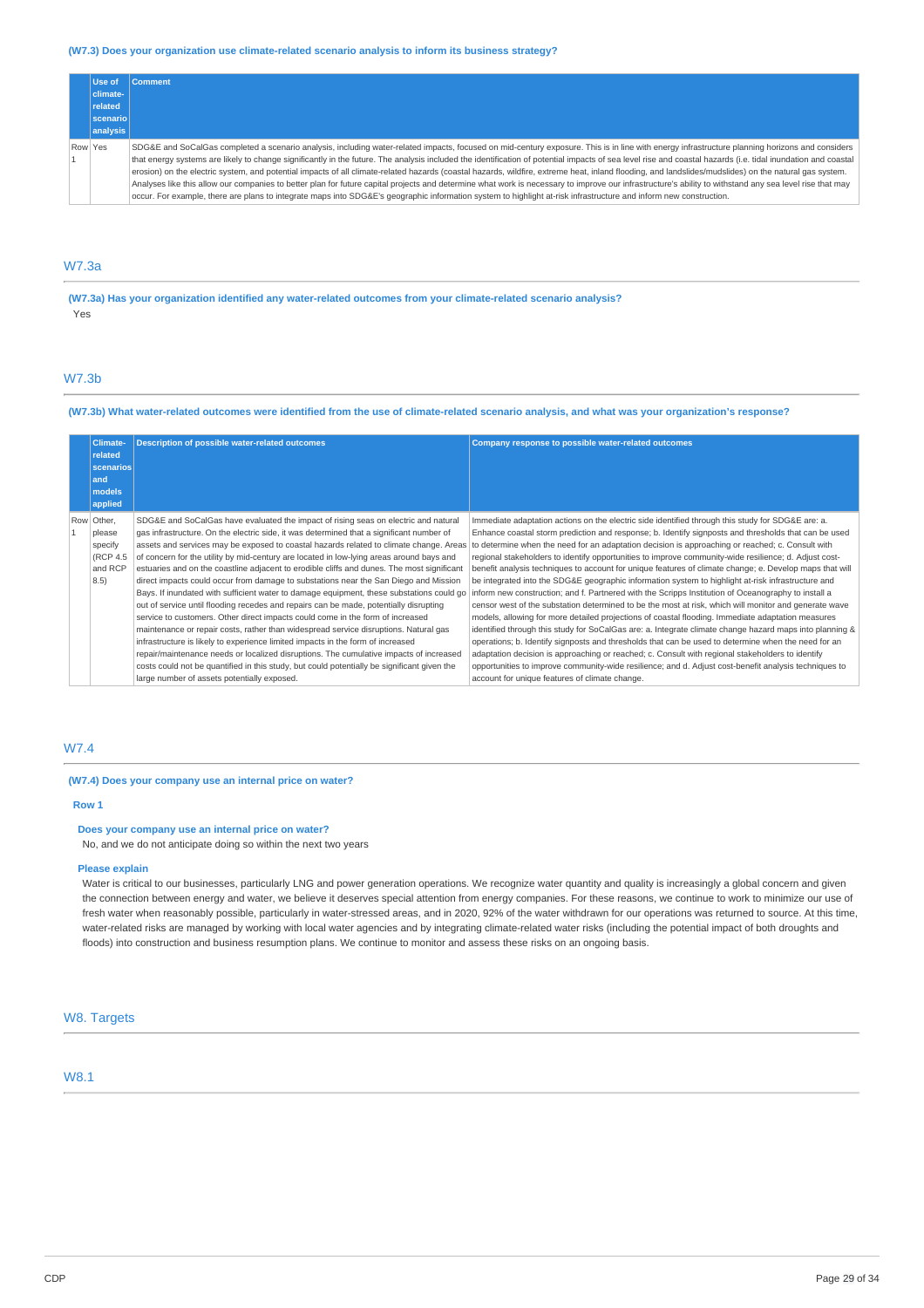**(W7.3) Does your organization use climate-related scenario analysis to inform its business strategy?**

| | Use of climate-related scenario analysis | Comment |
|---|---|---|
| Row 1 | Yes | SDG&E and SoCalGas completed a scenario analysis, including water-related impacts, focused on mid-century exposure. This is in line with energy infrastructure planning horizons and considers that energy systems are likely to change significantly in the future. The analysis included the identification of potential impacts of sea level rise and coastal hazards (i.e. tidal inundation and coastal erosion) on the electric system, and potential impacts of all climate-related hazards (coastal hazards, wildfire, extreme heat, inland flooding, and landslides/mudslides) on the natural gas system. Analyses like this allow our companies to better plan for future capital projects and determine what work is necessary to improve our infrastructure's ability to withstand any sea level rise that may occur. For example, there are plans to integrate maps into SDG&E's geographic information system to highlight at-risk infrastructure and inform new construction. |

## W7.3a

**(W7.3a) Has your organization identified any water-related outcomes from your climate-related scenario analysis?**

Yes

## W7.3b

**(W7.3b) What water-related outcomes were identified from the use of climate-related scenario analysis, and what was your organization's response?**

| | Climate-related scenarios and models applied | Description of possible water-related outcomes | Company response to possible water-related outcomes |
|---|---|---|---|
| Row 1 | Other, please specify (RCP 4.5 and RCP 8.5) | SDG&E and SoCalGas have evaluated the impact of rising seas on electric and natural gas infrastructure. On the electric side, it was determined that a significant number of assets and services may be exposed to coastal hazards related to climate change. Areas of concern for the utility by mid-century are located in low-lying areas around bays and estuaries and on the coastline adjacent to erodible cliffs and dunes. The most significant direct impacts could occur from damage to substations near the San Diego and Mission Bays. If inundated with sufficient water to damage equipment, these substations could go out of service until flooding recedes and repairs can be made, potentially disrupting service to customers. Other direct impacts could come in the form of increased maintenance or repair costs, rather than widespread service disruptions. Natural gas infrastructure is likely to experience limited impacts in the form of increased repair/maintenance needs or localized disruptions. The cumulative impacts of increased costs could not be quantified in this study, but could potentially be significant given the large number of assets potentially exposed. | Immediate adaptation actions on the electric side identified through this study for SDG&E are: a. Enhance coastal storm prediction and response; b. Identify signposts and thresholds that can be used to determine when the need for an adaptation decision is approaching or reached; c. Consult with regional stakeholders to identify opportunities to improve community-wide resilience; d. Adjust cost-benefit analysis techniques to account for unique features of climate change; e. Develop maps that will be integrated into the SDG&E geographic information system to highlight at-risk infrastructure and inform new construction; and f. Partnered with the Scripps Institution of Oceanography to install a censor west of the substation determined to be the most at risk, which will monitor and generate wave models, allowing for more detailed projections of coastal flooding. Immediate adaptation measures identified through this study for SoCalGas are: a. Integrate climate change hazard maps into planning & operations; b. Identify signposts and thresholds that can be used to determine when the need for an adaptation decision is approaching or reached; c. Consult with regional stakeholders to identify opportunities to improve community-wide resilience; and d. Adjust cost-benefit analysis techniques to account for unique features of climate change. |

## W7.4

**(W7.4) Does your company use an internal price on water?**

**Row 1**

**Does your company use an internal price on water?**

No, and we do not anticipate doing so within the next two years

**Please explain**

Water is critical to our businesses, particularly LNG and power generation operations. We recognize water quantity and quality is increasingly a global concern and given the connection between energy and water, we believe it deserves special attention from energy companies. For these reasons, we continue to work to minimize our use of fresh water when reasonably possible, particularly in water-stressed areas, and in 2020, 92% of the water withdrawn for our operations was returned to source. At this time, water-related risks are managed by working with local water agencies and by integrating climate-related water risks (including the potential impact of both droughts and floods) into construction and business resumption plans. We continue to monitor and assess these risks on an ongoing basis.

# W8. Targets

## W8.1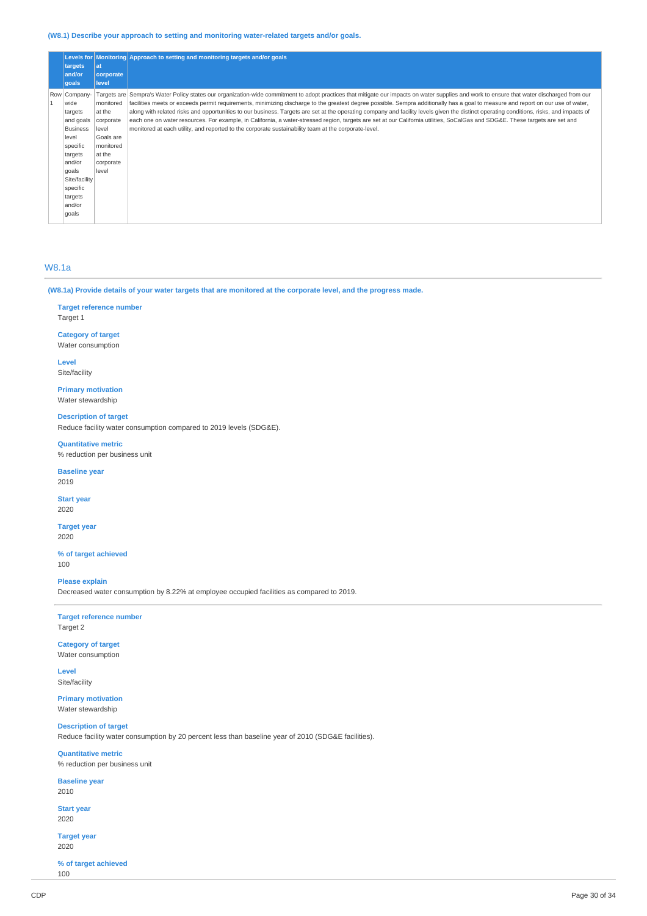**(W8.1) Describe your approach to setting and monitoring water-related targets and/or goals.**

| | Levels for targets and/or goals | Monitoring at corporate level | Approach to setting and monitoring targets and/or goals |
|---|---|---|---|
| Row 1 | Company-wide targets and goals Business level specific targets and/or goals Site/facility specific targets and/or goals | Targets are monitored at the corporate level Goals are monitored at the corporate level | Sempra's Water Policy states our organization-wide commitment to adopt practices that mitigate our impacts on water supplies and work to ensure that water discharged from our facilities meets or exceeds permit requirements, minimizing discharge to the greatest degree possible. Sempra additionally has a goal to measure and report on our use of water, along with related risks and opportunities to our business. Targets are set at the operating company and facility levels given the distinct operating conditions, risks, and impacts of each one on water resources. For example, in California, a water-stressed region, targets are set at our California utilities, SoCalGas and SDG&E. These targets are set and monitored at each utility, and reported to the corporate sustainability team at the corporate-level. |

## W8.1a

**(W8.1a) Provide details of your water targets that are monitored at the corporate level, and the progress made.**

**Target reference number**
Target 1

**Category of target**
Water consumption

**Level**
Site/facility

**Primary motivation**
Water stewardship

**Description of target**
Reduce facility water consumption compared to 2019 levels (SDG&E).

**Quantitative metric**
% reduction per business unit

**Baseline year**
2019

**Start year**
2020

**Target year**
2020

**% of target achieved**
100

**Please explain**
Decreased water consumption by 8.22% at employee occupied facilities as compared to 2019.

---

**Target reference number**
Target 2

**Category of target**
Water consumption

**Level**
Site/facility

**Primary motivation**
Water stewardship

**Description of target**
Reduce facility water consumption by 20 percent less than baseline year of 2010 (SDG&E facilities).

**Quantitative metric**
% reduction per business unit

**Baseline year**
2010

**Start year**
2020

**Target year**
2020

**% of target achieved**
100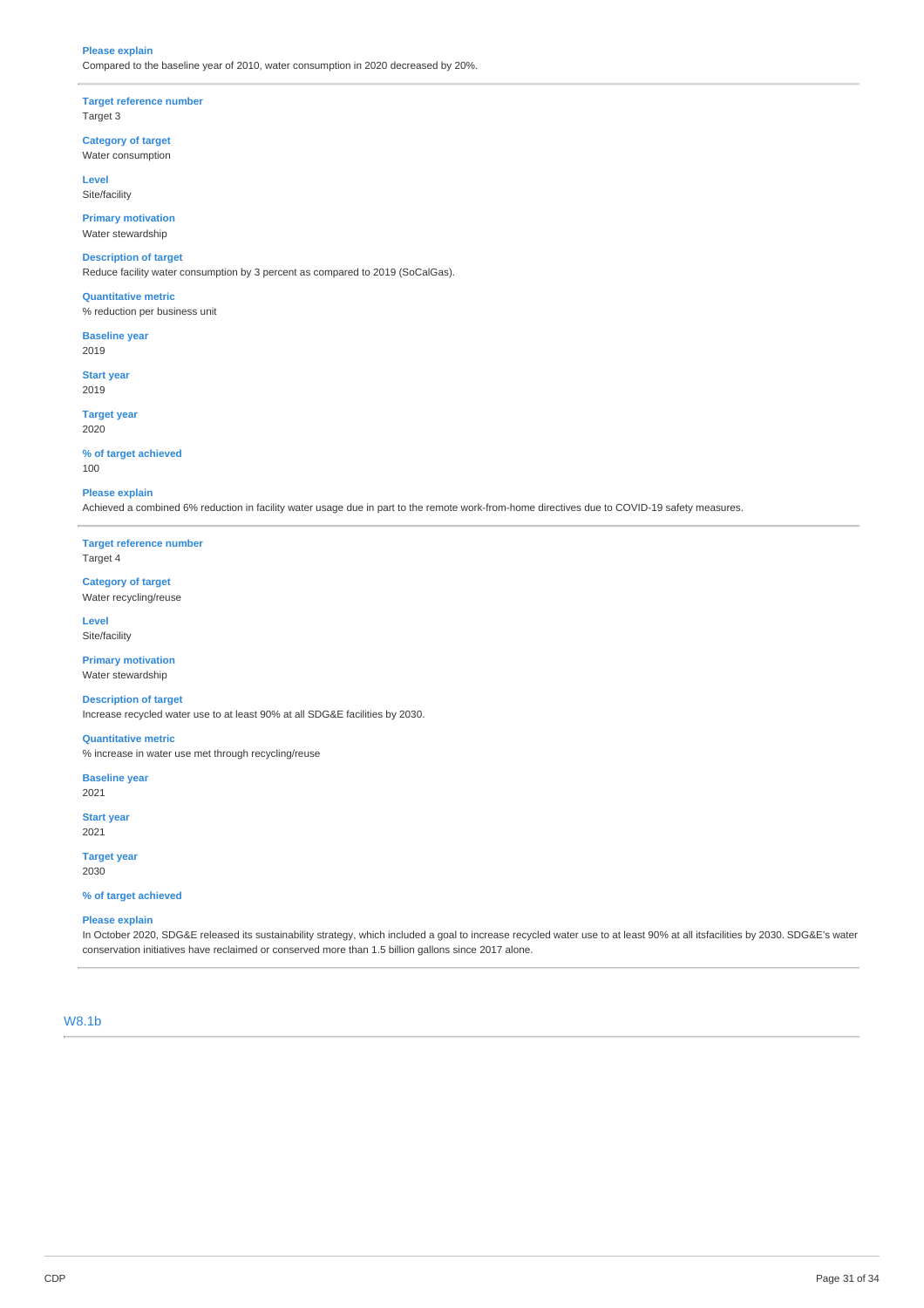**Please explain**
Compared to the baseline year of 2010, water consumption in 2020 decreased by 20%.

---

**Target reference number**
Target 3

**Category of target**
Water consumption

**Level**
Site/facility

**Primary motivation**
Water stewardship

**Description of target**
Reduce facility water consumption by 3 percent as compared to 2019 (SoCalGas).

**Quantitative metric**
% reduction per business unit

**Baseline year**
2019

**Start year**
2019

**Target year**
2020

**% of target achieved**
100

**Please explain**
Achieved a combined 6% reduction in facility water usage due in part to the remote work-from-home directives due to COVID-19 safety measures.

---

**Target reference number**
Target 4

**Category of target**
Water recycling/reuse

**Level**
Site/facility

**Primary motivation**
Water stewardship

**Description of target**
Increase recycled water use to at least 90% at all SDG&E facilities by 2030.

**Quantitative metric**
% increase in water use met through recycling/reuse

**Baseline year**
2021

**Start year**
2021

**Target year**
2030

**% of target achieved**

**Please explain**
In October 2020, SDG&E released its sustainability strategy, which included a goal to increase recycled water use to at least 90% at all itsfacilities by 2030. SDG&E's water conservation initiatives have reclaimed or conserved more than 1.5 billion gallons since 2017 alone.

---

## W8.1b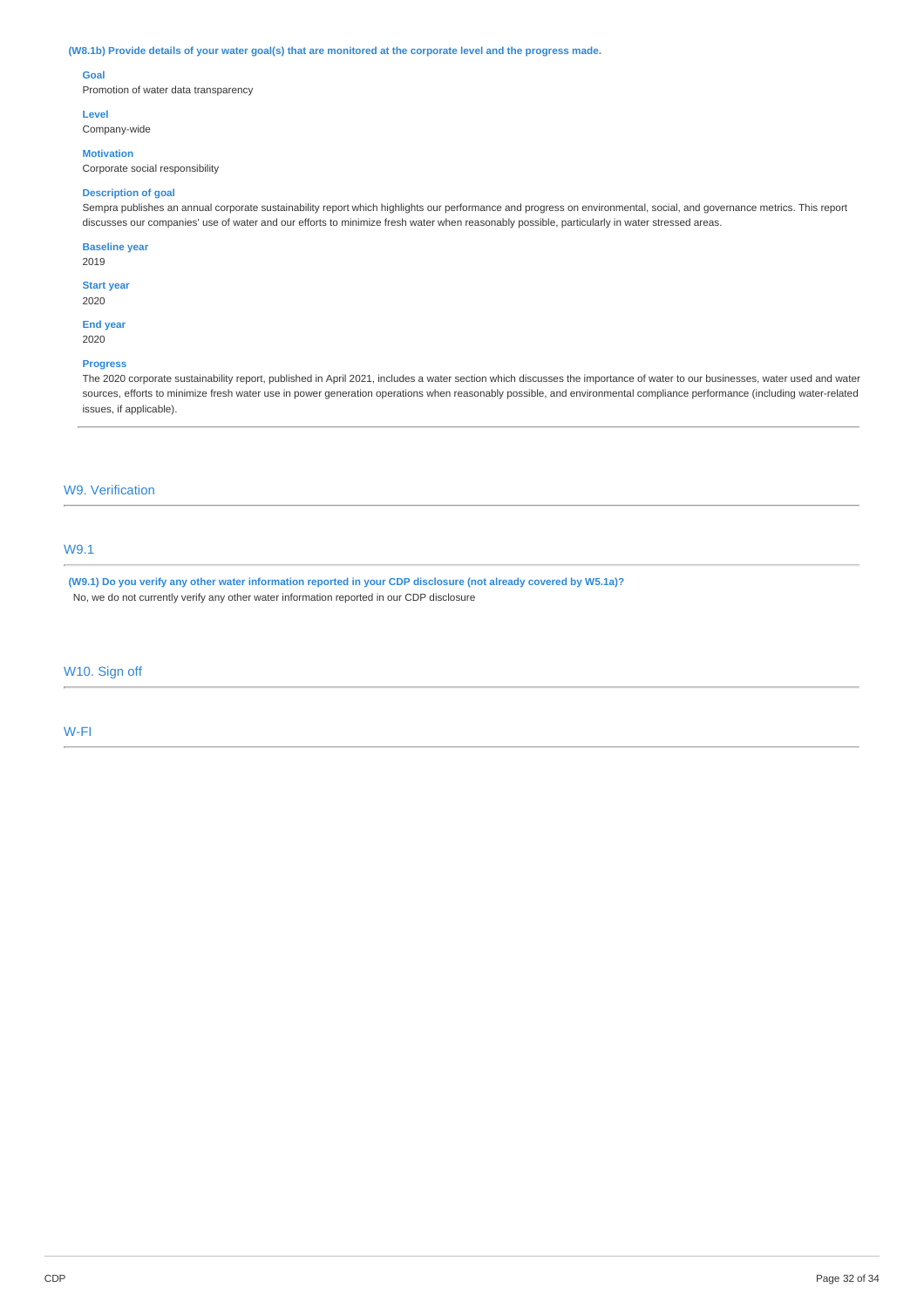**(W8.1b) Provide details of your water goal(s) that are monitored at the corporate level and the progress made.**

**Goal**
Promotion of water data transparency

**Level**
Company-wide

**Motivation**
Corporate social responsibility

**Description of goal**
Sempra publishes an annual corporate sustainability report which highlights our performance and progress on environmental, social, and governance metrics. This report discusses our companies' use of water and our efforts to minimize fresh water when reasonably possible, particularly in water stressed areas.

**Baseline year**
2019

**Start year**
2020

**End year**
2020

**Progress**
The 2020 corporate sustainability report, published in April 2021, includes a water section which discusses the importance of water to our businesses, water used and water sources, efforts to minimize fresh water use in power generation operations when reasonably possible, and environmental compliance performance (including water-related issues, if applicable).

## W9. Verification

### W9.1

**(W9.1) Do you verify any other water information reported in your CDP disclosure (not already covered by W5.1a)?**
No, we do not currently verify any other water information reported in our CDP disclosure

## W10. Sign off

### W-FI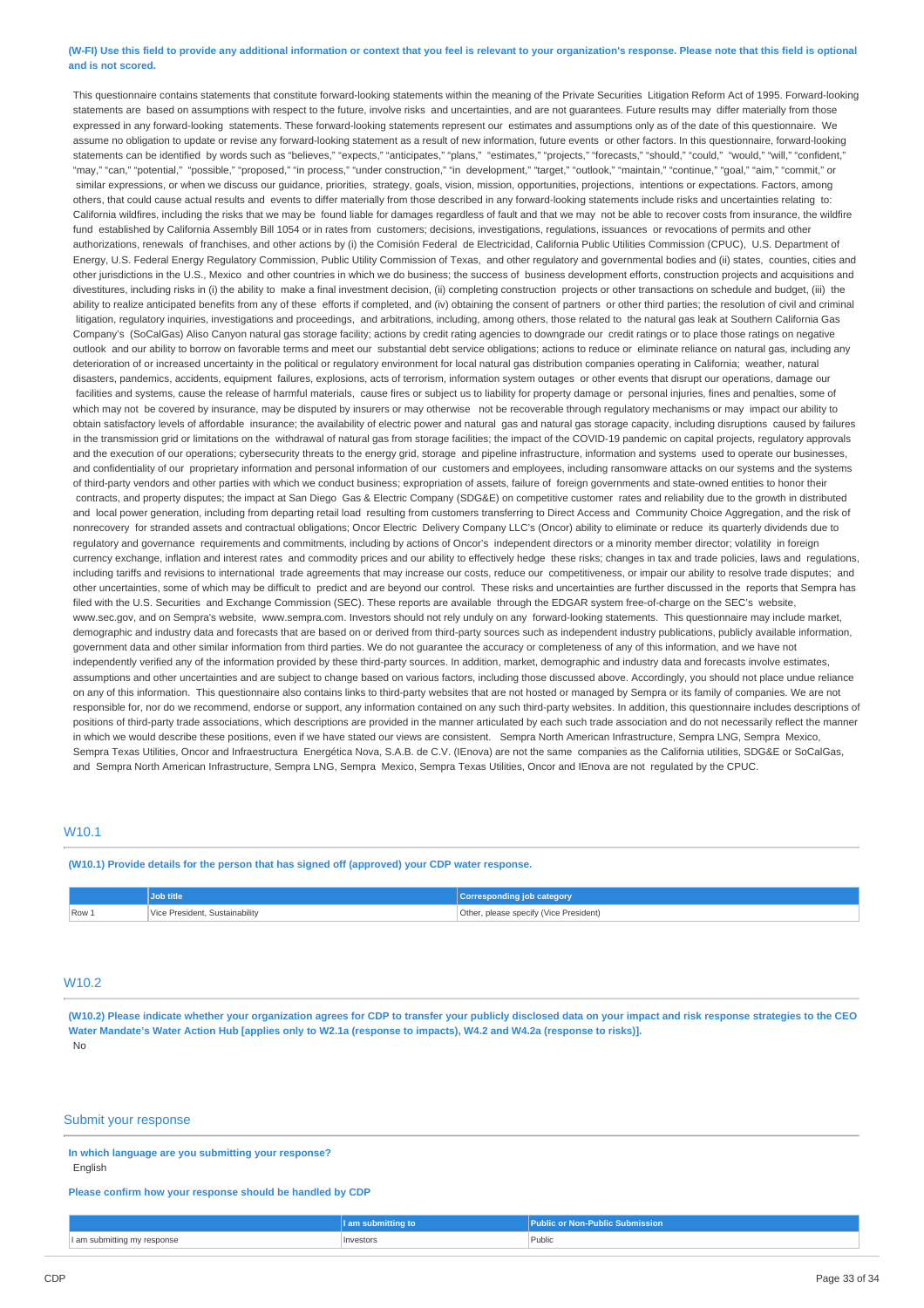**(W-FI) Use this field to provide any additional information or context that you feel is relevant to your organization's response. Please note that this field is optional and is not scored.**

This questionnaire contains statements that constitute forward-looking statements within the meaning of the Private Securities Litigation Reform Act of 1995. Forward-looking statements are based on assumptions with respect to the future, involve risks and uncertainties, and are not guarantees. Future results may differ materially from those expressed in any forward-looking statements. These forward-looking statements represent our estimates and assumptions only as of the date of this questionnaire. We assume no obligation to update or revise any forward-looking statement as a result of new information, future events or other factors. In this questionnaire, forward-looking statements can be identified by words such as "believes," "expects," "anticipates," "plans," "estimates," "projects," "forecasts," "should," "could," "would," "will," "confident," "may," "can," "potential," "possible," "proposed," "in process," "under construction," "in development," "target," "outlook," "maintain," "continue," "goal," "aim," "commit," or similar expressions, or when we discuss our guidance, priorities, strategy, goals, vision, mission, opportunities, projections, intentions or expectations. Factors, among others, that could cause actual results and events to differ materially from those described in any forward-looking statements include risks and uncertainties relating to: California wildfires, including the risks that we may be found liable for damages regardless of fault and that we may not be able to recover costs from insurance, the wildfire fund established by California Assembly Bill 1054 or in rates from customers; decisions, investigations, regulations, issuances or revocations of permits and other authorizations, renewals of franchises, and other actions by (i) the Comisión Federal de Electricidad, California Public Utilities Commission (CPUC), U.S. Department of Energy, U.S. Federal Energy Regulatory Commission, Public Utility Commission of Texas, and other regulatory and governmental bodies and (ii) states, counties, cities and other jurisdictions in the U.S., Mexico and other countries in which we do business; the success of business development efforts, construction projects and acquisitions and divestitures, including risks in (i) the ability to make a final investment decision, (ii) completing construction projects or other transactions on schedule and budget, (iii) the ability to realize anticipated benefits from any of these efforts if completed, and (iv) obtaining the consent of partners or other third parties; the resolution of civil and criminal litigation, regulatory inquiries, investigations and proceedings, and arbitrations, including, among others, those related to the natural gas leak at Southern California Gas Company's (SoCalGas) Aliso Canyon natural gas storage facility; actions by credit rating agencies to downgrade our credit ratings or to place those ratings on negative outlook and our ability to borrow on favorable terms and meet our substantial debt service obligations; actions to reduce or eliminate reliance on natural gas, including any deterioration of or increased uncertainty in the political or regulatory environment for local natural gas distribution companies operating in California; weather, natural disasters, pandemics, accidents, equipment failures, explosions, acts of terrorism, information system outages or other events that disrupt our operations, damage our facilities and systems, cause the release of harmful materials, cause fires or subject us to liability for property damage or personal injuries, fines and penalties, some of which may not be covered by insurance, may be disputed by insurers or may otherwise not be recoverable through regulatory mechanisms or may impact our ability to obtain satisfactory levels of affordable insurance; the availability of electric power and natural gas and natural gas storage capacity, including disruptions caused by failures in the transmission grid or limitations on the withdrawal of natural gas from storage facilities; the impact of the COVID-19 pandemic on capital projects, regulatory approvals and the execution of our operations; cybersecurity threats to the energy grid, storage and pipeline infrastructure, information and systems used to operate our businesses, and confidentiality of our proprietary information and personal information of our customers and employees, including ransomware attacks on our systems and the systems of third-party vendors and other parties with which we conduct business; expropriation of assets, failure of foreign governments and state-owned entities to honor their contracts, and property disputes; the impact at San Diego Gas & Electric Company (SDG&E) on competitive customer rates and reliability due to the growth in distributed and local power generation, including from departing retail load resulting from customers transferring to Direct Access and Community Choice Aggregation, and the risk of nonrecovery for stranded assets and contractual obligations; Oncor Electric Delivery Company LLC's (Oncor) ability to eliminate or reduce its quarterly dividends due to regulatory and governance requirements and commitments, including by actions of Oncor's independent directors or a minority member director; volatility in foreign currency exchange, inflation and interest rates and commodity prices and our ability to effectively hedge these risks; changes in tax and trade policies, laws and regulations, including tariffs and revisions to international trade agreements that may increase our costs, reduce our competitiveness, or impair our ability to resolve trade disputes; and other uncertainties, some of which may be difficult to predict and are beyond our control. These risks and uncertainties are further discussed in the reports that Sempra has filed with the U.S. Securities and Exchange Commission (SEC). These reports are available through the EDGAR system free-of-charge on the SEC's website, www.sec.gov, and on Sempra's website, www.sempra.com. Investors should not rely unduly on any forward-looking statements. This questionnaire may include market, demographic and industry data and forecasts that are based on or derived from third-party sources such as independent industry publications, publicly available information, government data and other similar information from third parties. We do not guarantee the accuracy or completeness of any of this information, and we have not independently verified any of the information provided by these third-party sources. In addition, market, demographic and industry data and forecasts involve estimates, assumptions and other uncertainties and are subject to change based on various factors, including those discussed above. Accordingly, you should not place undue reliance on any of this information. This questionnaire also contains links to third-party websites that are not hosted or managed by Sempra or its family of companies. We are not responsible for, nor do we recommend, endorse or support, any information contained on any such third-party websites. In addition, this questionnaire includes descriptions of positions of third-party trade associations, which descriptions are provided in the manner articulated by each such trade association and do not necessarily reflect the manner in which we would describe these positions, even if we have stated our views are consistent. Sempra North American Infrastructure, Sempra LNG, Sempra Mexico, Sempra Texas Utilities, Oncor and Infraestructura Energética Nova, S.A.B. de C.V. (IEnova) are not the same companies as the California utilities, SDG&E or SoCalGas, and Sempra North American Infrastructure, Sempra LNG, Sempra Mexico, Sempra Texas Utilities, Oncor and IEnova are not regulated by the CPUC.

## W10.1

**(W10.1) Provide details for the person that has signed off (approved) your CDP water response.**

| | Job title | Corresponding job category |
|---|---|---|
| Row 1 | Vice President, Sustainability | Other, please specify (Vice President) |

## W10.2

**(W10.2) Please indicate whether your organization agrees for CDP to transfer your publicly disclosed data on your impact and risk response strategies to the CEO Water Mandate's Water Action Hub [applies only to W2.1a (response to impacts), W4.2 and W4.2a (response to risks)].**

No

## Submit your response

**In which language are you submitting your response?**

English

**Please confirm how your response should be handled by CDP**

| | I am submitting to | Public or Non-Public Submission |
|---|---|---|
| I am submitting my response | Investors | Public |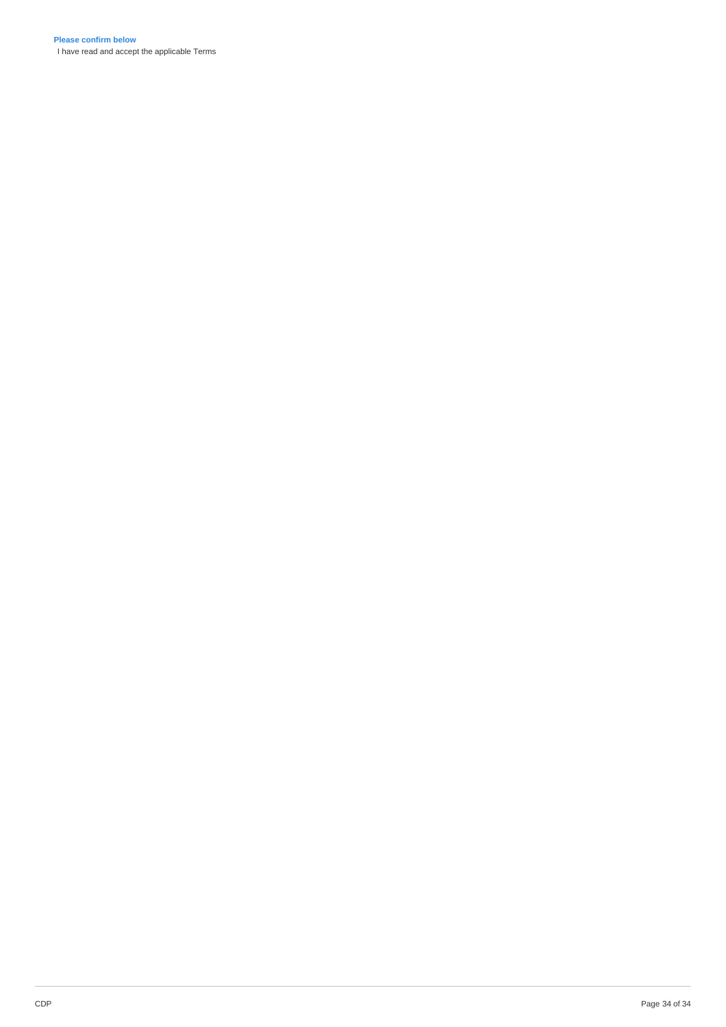**Please confirm below**

I have read and accept the applicable Terms